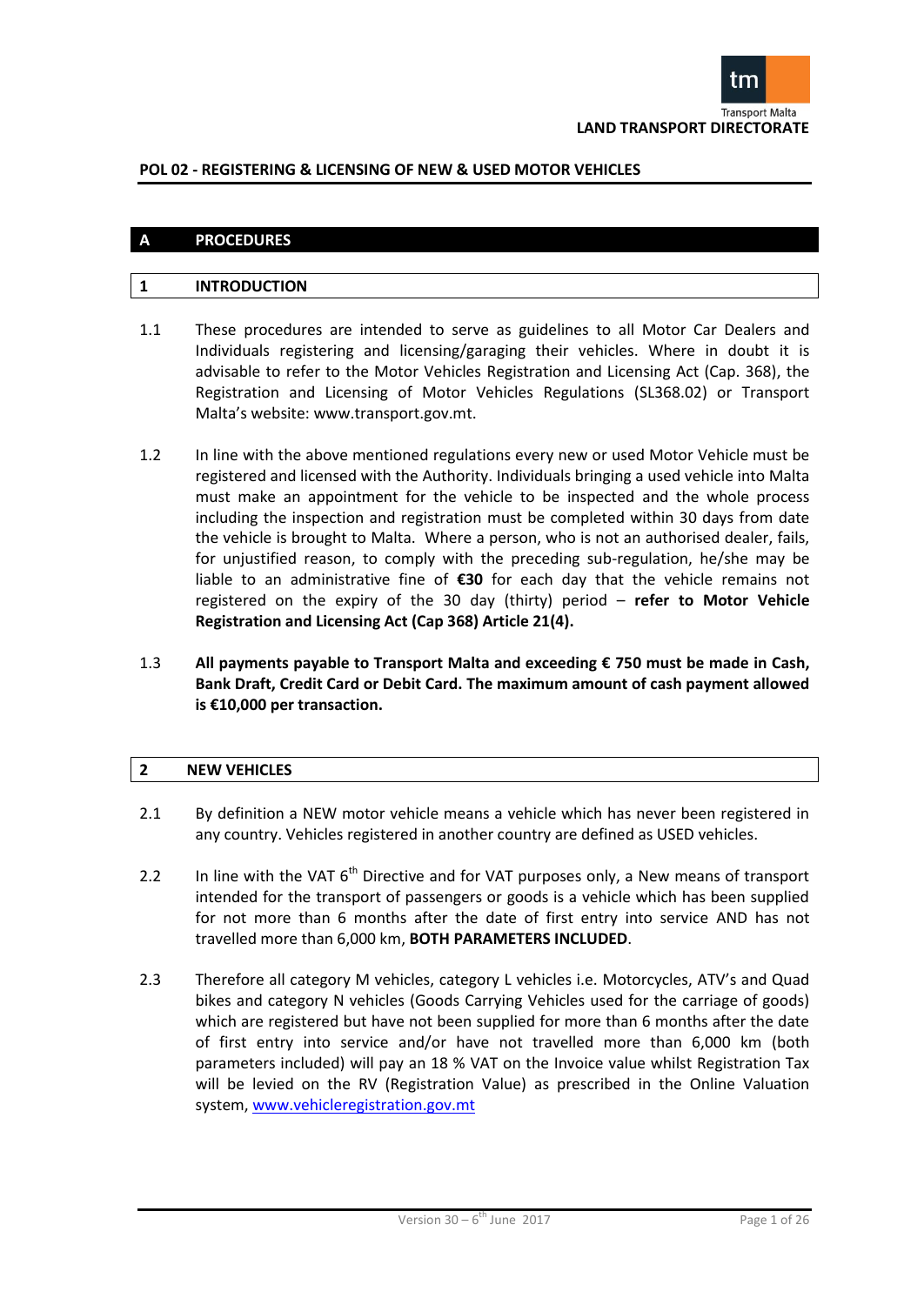LAND TRANSPORT DIRECTORATE

# POL 02 - REGISTERING & LICENSING OF NEW & USED MOTOR VEHICLES

## A PROCEDURES

### 1 INTRODUCTION

1.1 These procedures are intended to serve as guidelines to all Motor Car Dealers and Individuals registering and licensing/garaging their vehicles. Where in doubt it is advisable to refer to the Motor Vehicles Registration and Licensing Act (Cap. 368), the Registration and Licensing of Motor Vehicles Regulations (SL368.02) or Transport Malta's website: www.transport.gov.mt.

1.2 In line with the above mentioned regulations every new or used Motor Vehicle must be registered and licensed with the Authority. Individuals bringing a used vehicle into Malta must make an appointment for the vehicle to be inspected and the whole process including the inspection and registration must be completed within 30 days from date the vehicle is brought to Malta. Where a person, who is not an authorised dealer, fails, for unjustified reason, to comply with the preceding sub-regulation, he/she may be liable to an administrative fine of **€30** for each day that the vehicle remains not registered on the expiry of the 30 day (thirty) period – **refer to Motor Vehicle Registration and Licensing Act (Cap 368) Article 21(4).**

1.3 **All payments payable to Transport Malta and exceeding € 750 must be made in Cash, Bank Draft, Credit Card or Debit Card. The maximum amount of cash payment allowed is €10,000 per transaction.**

### 2 NEW VEHICLES

2.1 By definition a NEW motor vehicle means a vehicle which has never been registered in any country. Vehicles registered in another country are defined as USED vehicles.

2.2 In line with the VAT 6th Directive and for VAT purposes only, a New means of transport intended for the transport of passengers or goods is a vehicle which has been supplied for not more than 6 months after the date of first entry into service AND has not travelled more than 6,000 km, **BOTH PARAMETERS INCLUDED**.

2.3 Therefore all category M vehicles, category L vehicles i.e. Motorcycles, ATV's and Quad bikes and category N vehicles (Goods Carrying Vehicles used for the carriage of goods) which are registered but have not been supplied for more than 6 months after the date of first entry into service and/or have not travelled more than 6,000 km (both parameters included) will pay an 18 % VAT on the Invoice value whilst Registration Tax will be levied on the RV (Registration Value) as prescribed in the Online Valuation system, www.vehicleregistration.gov.mt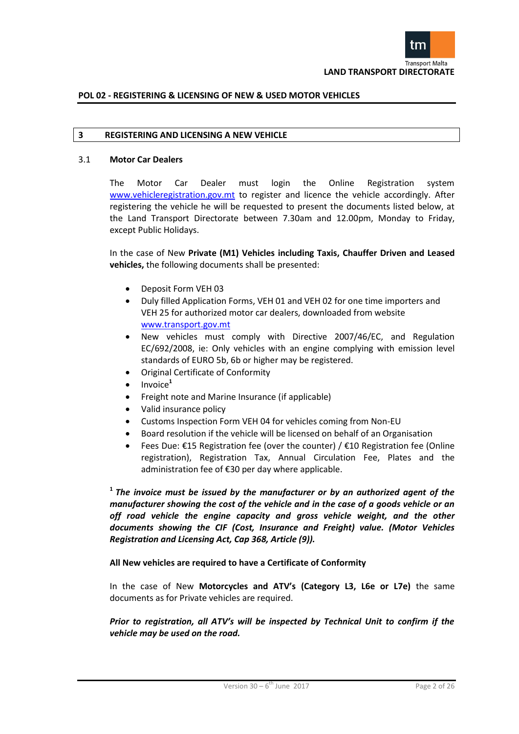## POL 02 - REGISTERING & LICENSING OF NEW & USED MOTOR VEHICLES

## 3 REGISTERING AND LICENSING A NEW VEHICLE

### 3.1 Motor Car Dealers

The Motor Car Dealer must login the Online Registration system www.vehicleregistration.gov.mt to register and licence the vehicle accordingly. After registering the vehicle he will be requested to present the documents listed below, at the Land Transport Directorate between 7.30am and 12.00pm, Monday to Friday, except Public Holidays.

In the case of New **Private (M1) Vehicles including Taxis, Chauffer Driven and Leased vehicles,** the following documents shall be presented:

- Deposit Form VEH 03
- Duly filled Application Forms, VEH 01 and VEH 02 for one time importers and VEH 25 for authorized motor car dealers, downloaded from website www.transport.gov.mt
- New vehicles must comply with Directive 2007/46/EC, and Regulation EC/692/2008, ie: Only vehicles with an engine complying with emission level standards of EURO 5b, 6b or higher may be registered.
- Original Certificate of Conformity
- Invoice[1]
- Freight note and Marine Insurance (if applicable)
- Valid insurance policy
- Customs Inspection Form VEH 04 for vehicles coming from Non-EU
- Board resolution if the vehicle will be licensed on behalf of an Organisation
- Fees Due: €15 Registration fee (over the counter) / €10 Registration fee (Online registration), Registration Tax, Annual Circulation Fee, Plates and the administration fee of €30 per day where applicable.

[1] ***The invoice must be issued by the manufacturer or by an authorized agent of the manufacturer showing the cost of the vehicle and in the case of a goods vehicle or an off road vehicle the engine capacity and gross vehicle weight, and the other documents showing the CIF (Cost, Insurance and Freight) value. (Motor Vehicles Registration and Licensing Act, Cap 368, Article (9)).***

**All New vehicles are required to have a Certificate of Conformity**

In the case of New **Motorcycles and ATV's (Category L3, L6e or L7e)** the same documents as for Private vehicles are required.

***Prior to registration, all ATV's will be inspected by Technical Unit to confirm if the vehicle may be used on the road.***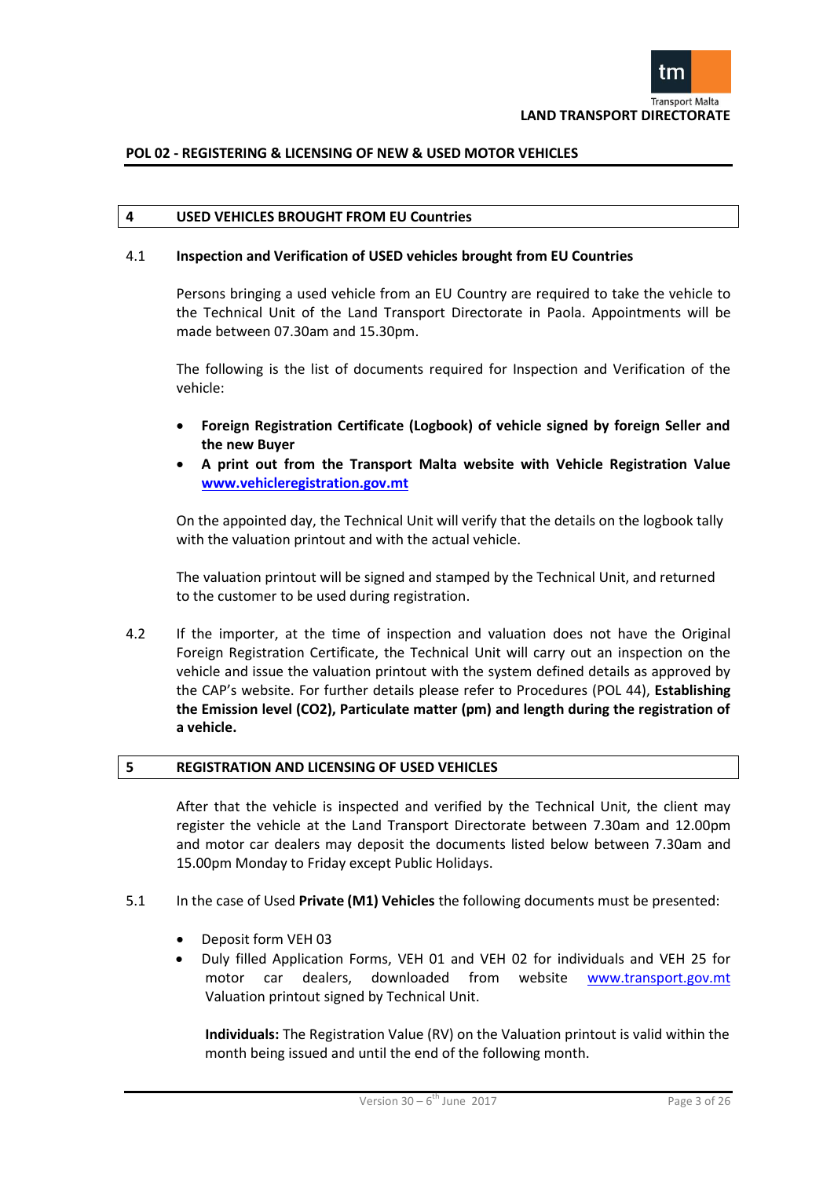## POL 02 - REGISTERING & LICENSING OF NEW & USED MOTOR VEHICLES

## 4 USED VEHICLES BROUGHT FROM EU Countries

### 4.1 Inspection and Verification of USED vehicles brought from EU Countries

Persons bringing a used vehicle from an EU Country are required to take the vehicle to the Technical Unit of the Land Transport Directorate in Paola. Appointments will be made between 07.30am and 15.30pm.

The following is the list of documents required for Inspection and Verification of the vehicle:

- **Foreign Registration Certificate (Logbook) of vehicle signed by foreign Seller and the new Buyer**
- **A print out from the Transport Malta website with Vehicle Registration Value www.vehicleregistration.gov.mt**

On the appointed day, the Technical Unit will verify that the details on the logbook tally with the valuation printout and with the actual vehicle.

The valuation printout will be signed and stamped by the Technical Unit, and returned to the customer to be used during registration.

4.2 If the importer, at the time of inspection and valuation does not have the Original Foreign Registration Certificate, the Technical Unit will carry out an inspection on the vehicle and issue the valuation printout with the system defined details as approved by the CAP's website. For further details please refer to Procedures (POL 44), **Establishing the Emission level (CO2), Particulate matter (pm) and length during the registration of a vehicle.**

## 5 REGISTRATION AND LICENSING OF USED VEHICLES

After that the vehicle is inspected and verified by the Technical Unit, the client may register the vehicle at the Land Transport Directorate between 7.30am and 12.00pm and motor car dealers may deposit the documents listed below between 7.30am and 15.00pm Monday to Friday except Public Holidays.

5.1 In the case of Used **Private (M1) Vehicles** the following documents must be presented:

- Deposit form VEH 03
- Duly filled Application Forms, VEH 01 and VEH 02 for individuals and VEH 25 for motor car dealers, downloaded from website www.transport.gov.mt Valuation printout signed by Technical Unit.

  **Individuals:** The Registration Value (RV) on the Valuation printout is valid within the month being issued and until the end of the following month.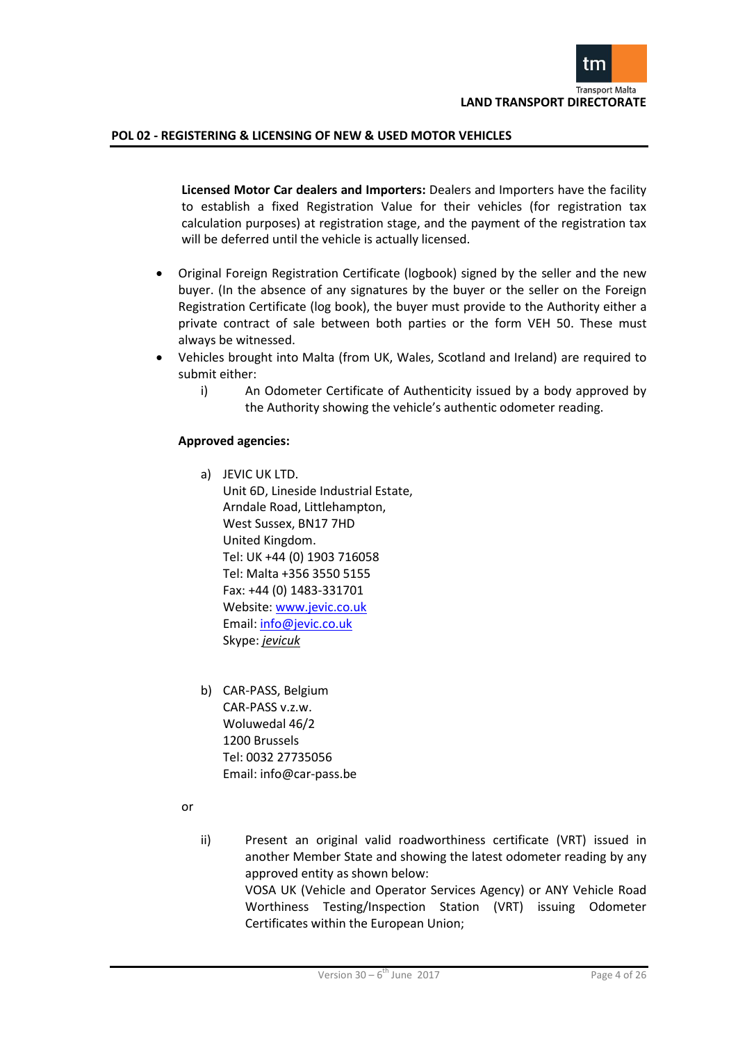**Licensed Motor Car dealers and Importers:** Dealers and Importers have the facility to establish a fixed Registration Value for their vehicles (for registration tax calculation purposes) at registration stage, and the payment of the registration tax will be deferred until the vehicle is actually licensed.

- Original Foreign Registration Certificate (logbook) signed by the seller and the new buyer. (In the absence of any signatures by the buyer or the seller on the Foreign Registration Certificate (log book), the buyer must provide to the Authority either a private contract of sale between both parties or the form VEH 50. These must always be witnessed.
- Vehicles brought into Malta (from UK, Wales, Scotland and Ireland) are required to submit either:
  - i) An Odometer Certificate of Authenticity issued by a body approved by the Authority showing the vehicle's authentic odometer reading.

**Approved agencies:**

a) JEVIC UK LTD.
Unit 6D, Lineside Industrial Estate,
Arndale Road, Littlehampton,
West Sussex, BN17 7HD
United Kingdom.
Tel: UK +44 (0) 1903 716058
Tel: Malta +356 3550 5155
Fax: +44 (0) 1483-331701
Website: www.jevic.co.uk
Email: info@jevic.co.uk
Skype: *jevicuk*

b) CAR-PASS, Belgium
CAR-PASS v.z.w.
Woluwedal 46/2
1200 Brussels
Tel: 0032 27735056
Email: info@car-pass.be

or

ii) Present an original valid roadworthiness certificate (VRT) issued in another Member State and showing the latest odometer reading by any approved entity as shown below:
VOSA UK (Vehicle and Operator Services Agency) or ANY Vehicle Road Worthiness Testing/Inspection Station (VRT) issuing Odometer Certificates within the European Union;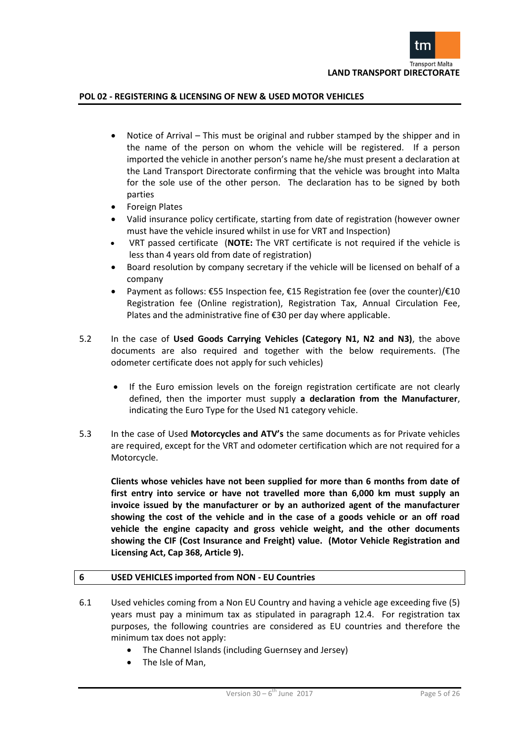- Notice of Arrival – This must be original and rubber stamped by the shipper and in the name of the person on whom the vehicle will be registered. If a person imported the vehicle in another person's name he/she must present a declaration at the Land Transport Directorate confirming that the vehicle was brought into Malta for the sole use of the other person. The declaration has to be signed by both parties
- Foreign Plates
- Valid insurance policy certificate, starting from date of registration (however owner must have the vehicle insured whilst in use for VRT and Inspection)
- VRT passed certificate (**NOTE:** The VRT certificate is not required if the vehicle is less than 4 years old from date of registration)
- Board resolution by company secretary if the vehicle will be licensed on behalf of a company
- Payment as follows: €55 Inspection fee, €15 Registration fee (over the counter)/€10 Registration fee (Online registration), Registration Tax, Annual Circulation Fee, Plates and the administrative fine of €30 per day where applicable.

5.2 In the case of **Used Goods Carrying Vehicles (Category N1, N2 and N3)**, the above documents are also required and together with the below requirements. (The odometer certificate does not apply for such vehicles)

- If the Euro emission levels on the foreign registration certificate are not clearly defined, then the importer must supply **a declaration from the Manufacturer**, indicating the Euro Type for the Used N1 category vehicle.

5.3 In the case of Used **Motorcycles and ATV's** the same documents as for Private vehicles are required, except for the VRT and odometer certification which are not required for a Motorcycle.

**Clients whose vehicles have not been supplied for more than 6 months from date of first entry into service or have not travelled more than 6,000 km must supply an invoice issued by the manufacturer or by an authorized agent of the manufacturer showing the cost of the vehicle and in the case of a goods vehicle or an off road vehicle the engine capacity and gross vehicle weight, and the other documents showing the CIF (Cost Insurance and Freight) value. (Motor Vehicle Registration and Licensing Act, Cap 368, Article 9).**

## 6 USED VEHICLES imported from NON - EU Countries

6.1 Used vehicles coming from a Non EU Country and having a vehicle age exceeding five (5) years must pay a minimum tax as stipulated in paragraph 12.4. For registration tax purposes, the following countries are considered as EU countries and therefore the minimum tax does not apply:

- The Channel Islands (including Guernsey and Jersey)
- The Isle of Man,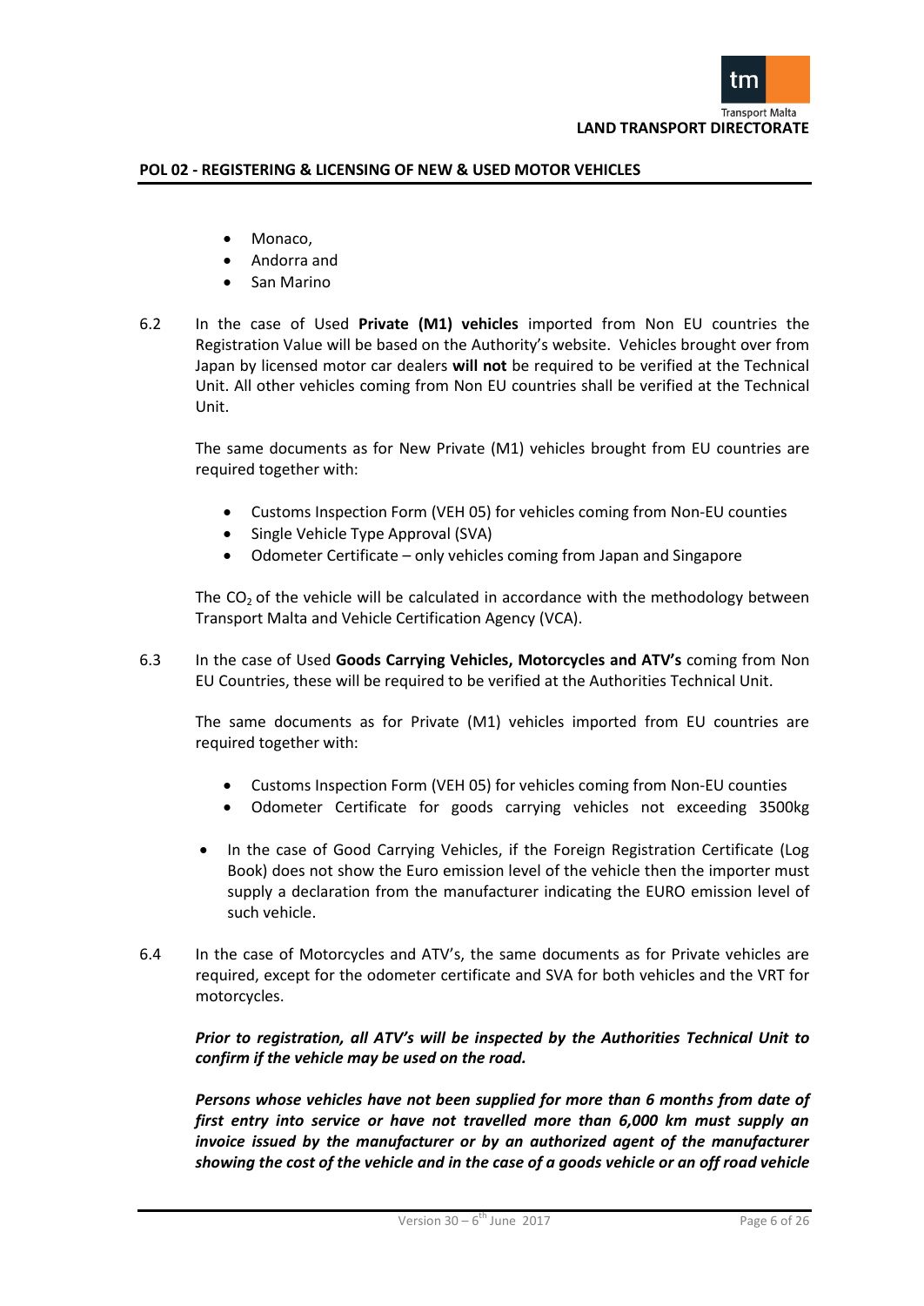- Monaco,
- Andorra and
- San Marino

6.2 In the case of Used **Private (M1) vehicles** imported from Non EU countries the Registration Value will be based on the Authority's website. Vehicles brought over from Japan by licensed motor car dealers **will not** be required to be verified at the Technical Unit. All other vehicles coming from Non EU countries shall be verified at the Technical Unit.

The same documents as for New Private (M1) vehicles brought from EU countries are required together with:

- Customs Inspection Form (VEH 05) for vehicles coming from Non-EU counties
- Single Vehicle Type Approval (SVA)
- Odometer Certificate – only vehicles coming from Japan and Singapore

The $CO_2$ of the vehicle will be calculated in accordance with the methodology between Transport Malta and Vehicle Certification Agency (VCA).

6.3 In the case of Used **Goods Carrying Vehicles, Motorcycles and ATV's** coming from Non EU Countries, these will be required to be verified at the Authorities Technical Unit.

The same documents as for Private (M1) vehicles imported from EU countries are required together with:

- Customs Inspection Form (VEH 05) for vehicles coming from Non-EU counties
- Odometer Certificate for goods carrying vehicles not exceeding 3500kg

- In the case of Good Carrying Vehicles, if the Foreign Registration Certificate (Log Book) does not show the Euro emission level of the vehicle then the importer must supply a declaration from the manufacturer indicating the EURO emission level of such vehicle.

6.4 In the case of Motorcycles and ATV's, the same documents as for Private vehicles are required, except for the odometer certificate and SVA for both vehicles and the VRT for motorcycles.

***Prior to registration, all ATV's will be inspected by the Authorities Technical Unit to confirm if the vehicle may be used on the road.***

***Persons whose vehicles have not been supplied for more than 6 months from date of first entry into service or have not travelled more than 6,000 km must supply an invoice issued by the manufacturer or by an authorized agent of the manufacturer showing the cost of the vehicle and in the case of a goods vehicle or an off road vehicle***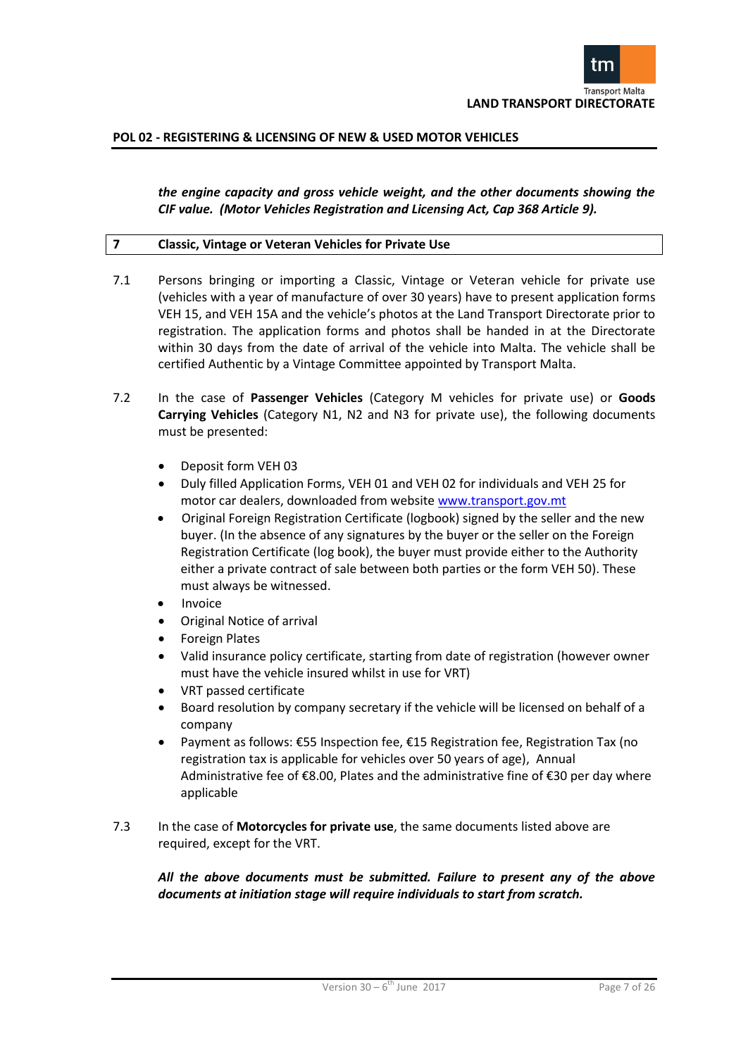***the engine capacity and gross vehicle weight, and the other documents showing the CIF value. (Motor Vehicles Registration and Licensing Act, Cap 368 Article 9).***

## 7 Classic, Vintage or Veteran Vehicles for Private Use

7.1 Persons bringing or importing a Classic, Vintage or Veteran vehicle for private use (vehicles with a year of manufacture of over 30 years) have to present application forms VEH 15, and VEH 15A and the vehicle's photos at the Land Transport Directorate prior to registration. The application forms and photos shall be handed in at the Directorate within 30 days from the date of arrival of the vehicle into Malta. The vehicle shall be certified Authentic by a Vintage Committee appointed by Transport Malta.

7.2 In the case of **Passenger Vehicles** (Category M vehicles for private use) or **Goods Carrying Vehicles** (Category N1, N2 and N3 for private use), the following documents must be presented:

- Deposit form VEH 03
- Duly filled Application Forms, VEH 01 and VEH 02 for individuals and VEH 25 for motor car dealers, downloaded from website www.transport.gov.mt
- Original Foreign Registration Certificate (logbook) signed by the seller and the new buyer. (In the absence of any signatures by the buyer or the seller on the Foreign Registration Certificate (log book), the buyer must provide either to the Authority either a private contract of sale between both parties or the form VEH 50). These must always be witnessed.
- Invoice
- Original Notice of arrival
- Foreign Plates
- Valid insurance policy certificate, starting from date of registration (however owner must have the vehicle insured whilst in use for VRT)
- VRT passed certificate
- Board resolution by company secretary if the vehicle will be licensed on behalf of a company
- Payment as follows: €55 Inspection fee, €15 Registration fee, Registration Tax (no registration tax is applicable for vehicles over 50 years of age), Annual Administrative fee of €8.00, Plates and the administrative fine of €30 per day where applicable

7.3 In the case of **Motorcycles for private use**, the same documents listed above are required, except for the VRT.

***All the above documents must be submitted. Failure to present any of the above documents at initiation stage will require individuals to start from scratch.***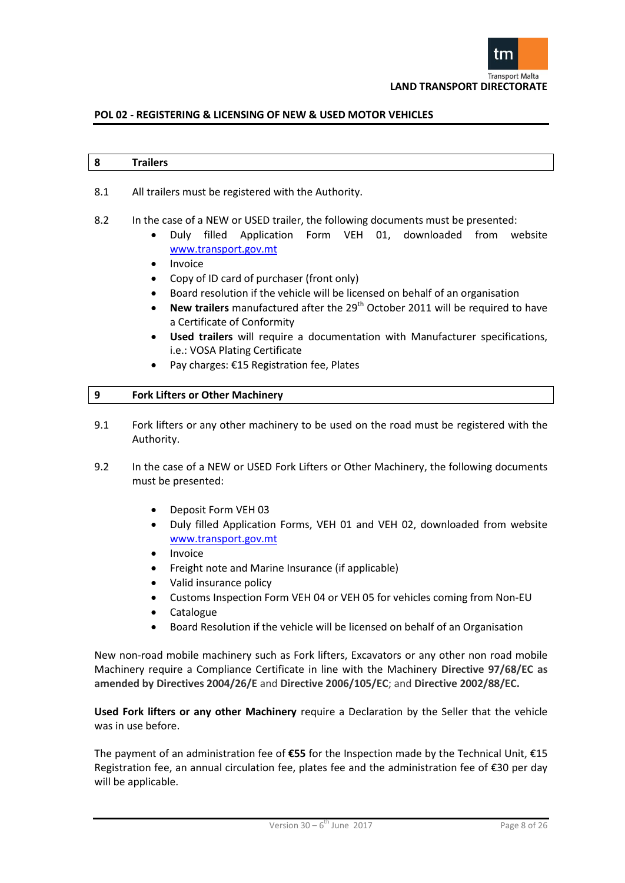## 8 Trailers

8.1 All trailers must be registered with the Authority.

8.2 In the case of a NEW or USED trailer, the following documents must be presented:

- Duly filled Application Form VEH 01, downloaded from website www.transport.gov.mt
- Invoice
- Copy of ID card of purchaser (front only)
- Board resolution if the vehicle will be licensed on behalf of an organisation
- **New trailers** manufactured after the 29th October 2011 will be required to have a Certificate of Conformity
- **Used trailers** will require a documentation with Manufacturer specifications, i.e.: VOSA Plating Certificate
- Pay charges: €15 Registration fee, Plates

## 9 Fork Lifters or Other Machinery

9.1 Fork lifters or any other machinery to be used on the road must be registered with the Authority.

9.2 In the case of a NEW or USED Fork Lifters or Other Machinery, the following documents must be presented:

- Deposit Form VEH 03
- Duly filled Application Forms, VEH 01 and VEH 02, downloaded from website www.transport.gov.mt
- Invoice
- Freight note and Marine Insurance (if applicable)
- Valid insurance policy
- Customs Inspection Form VEH 04 or VEH 05 for vehicles coming from Non-EU
- Catalogue
- Board Resolution if the vehicle will be licensed on behalf of an Organisation

New non-road mobile machinery such as Fork lifters, Excavators or any other non road mobile Machinery require a Compliance Certificate in line with the Machinery **Directive 97/68/EC as amended by Directives 2004/26/E** and **Directive 2006/105/EC**; and **Directive 2002/88/EC.**

**Used Fork lifters or any other Machinery** require a Declaration by the Seller that the vehicle was in use before.

The payment of an administration fee of **€55** for the Inspection made by the Technical Unit, €15 Registration fee, an annual circulation fee, plates fee and the administration fee of €30 per day will be applicable.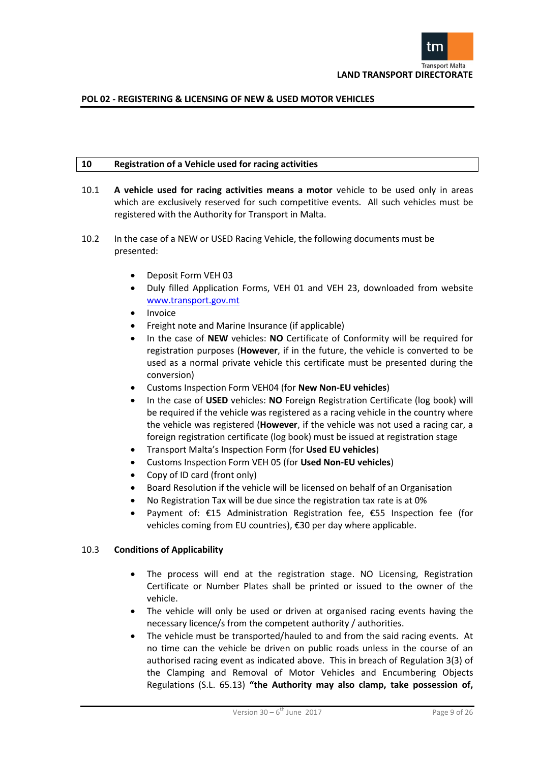## 10 Registration of a Vehicle used for racing activities

10.1 **A vehicle used for racing activities means a motor** vehicle to be used only in areas which are exclusively reserved for such competitive events. All such vehicles must be registered with the Authority for Transport in Malta.

10.2 In the case of a NEW or USED Racing Vehicle, the following documents must be presented:

- Deposit Form VEH 03
- Duly filled Application Forms, VEH 01 and VEH 23, downloaded from website www.transport.gov.mt
- Invoice
- Freight note and Marine Insurance (if applicable)
- In the case of **NEW** vehicles: **NO** Certificate of Conformity will be required for registration purposes (**However**, if in the future, the vehicle is converted to be used as a normal private vehicle this certificate must be presented during the conversion)
- Customs Inspection Form VEH04 (for **New Non-EU vehicles**)
- In the case of **USED** vehicles: **NO** Foreign Registration Certificate (log book) will be required if the vehicle was registered as a racing vehicle in the country where the vehicle was registered (**However**, if the vehicle was not used a racing car, a foreign registration certificate (log book) must be issued at registration stage
- Transport Malta's Inspection Form (for **Used EU vehicles**)
- Customs Inspection Form VEH 05 (for **Used Non-EU vehicles**)
- Copy of ID card (front only)
- Board Resolution if the vehicle will be licensed on behalf of an Organisation
- No Registration Tax will be due since the registration tax rate is at 0%
- Payment of: €15 Administration Registration fee, €55 Inspection fee (for vehicles coming from EU countries), €30 per day where applicable.

10.3 **Conditions of Applicability**

- The process will end at the registration stage. NO Licensing, Registration Certificate or Number Plates shall be printed or issued to the owner of the vehicle.
- The vehicle will only be used or driven at organised racing events having the necessary licence/s from the competent authority / authorities.
- The vehicle must be transported/hauled to and from the said racing events. At no time can the vehicle be driven on public roads unless in the course of an authorised racing event as indicated above. This in breach of Regulation 3(3) of the Clamping and Removal of Motor Vehicles and Encumbering Objects Regulations (S.L. 65.13) **"the Authority may also clamp, take possession of,**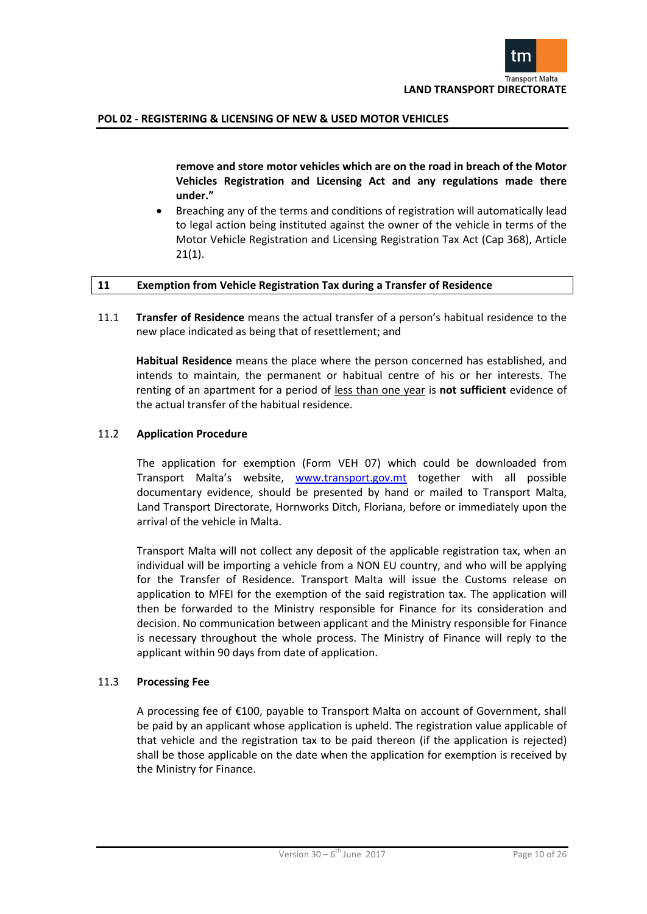**remove and store motor vehicles which are on the road in breach of the Motor Vehicles Registration and Licensing Act and any regulations made there under."**

- Breaching any of the terms and conditions of registration will automatically lead to legal action being instituted against the owner of the vehicle in terms of the Motor Vehicle Registration and Licensing Registration Tax Act (Cap 368), Article 21(1).

## 11 Exemption from Vehicle Registration Tax during a Transfer of Residence

11.1 **Transfer of Residence** means the actual transfer of a person's habitual residence to the new place indicated as being that of resettlement; and

**Habitual Residence** means the place where the person concerned has established, and intends to maintain, the permanent or habitual centre of his or her interests. The renting of an apartment for a period of less than one year is **not sufficient** evidence of the actual transfer of the habitual residence.

### 11.2 Application Procedure

The application for exemption (Form VEH 07) which could be downloaded from Transport Malta's website, www.transport.gov.mt together with all possible documentary evidence, should be presented by hand or mailed to Transport Malta, Land Transport Directorate, Hornworks Ditch, Floriana, before or immediately upon the arrival of the vehicle in Malta.

Transport Malta will not collect any deposit of the applicable registration tax, when an individual will be importing a vehicle from a NON EU country, and who will be applying for the Transfer of Residence. Transport Malta will issue the Customs release on application to MFEI for the exemption of the said registration tax. The application will then be forwarded to the Ministry responsible for Finance for its consideration and decision. No communication between applicant and the Ministry responsible for Finance is necessary throughout the whole process. The Ministry of Finance will reply to the applicant within 90 days from date of application.

### 11.3 Processing Fee

A processing fee of €100, payable to Transport Malta on account of Government, shall be paid by an applicant whose application is upheld. The registration value applicable of that vehicle and the registration tax to be paid thereon (if the application is rejected) shall be those applicable on the date when the application for exemption is received by the Ministry for Finance.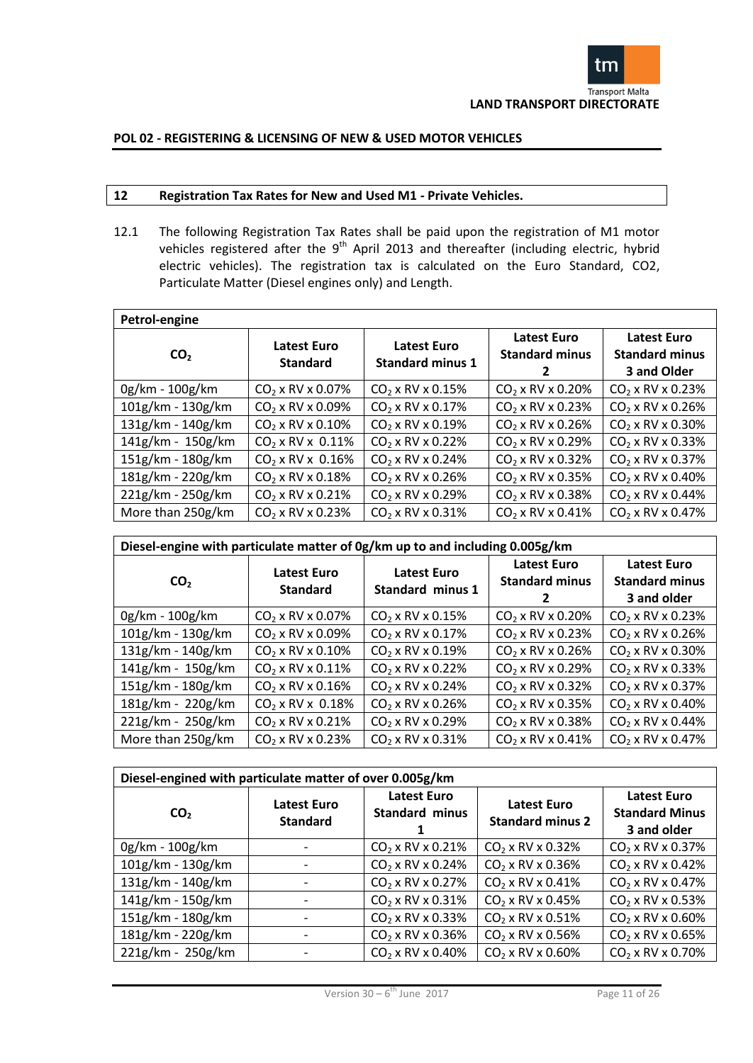## POL 02 - REGISTERING & LICENSING OF NEW & USED MOTOR VEHICLES

### 12 Registration Tax Rates for New and Used M1 - Private Vehicles.

12.1 The following Registration Tax Rates shall be paid upon the registration of M1 motor vehicles registered after the 9th April 2013 and thereafter (including electric, hybrid electric vehicles). The registration tax is calculated on the Euro Standard, CO2, Particulate Matter (Diesel engines only) and Length.

| Petrol-engine | | | | |
|---|---|---|---|---|
| $CO_2$ | Latest Euro Standard | Latest Euro Standard minus 1 | Latest Euro Standard minus 2 | Latest Euro Standard minus 3 and Older |
| 0g/km - 100g/km | $CO_2$ x RV x 0.07% | $CO_2$ x RV x 0.15% | $CO_2$ x RV x 0.20% | $CO_2$ x RV x 0.23% |
| 101g/km - 130g/km | $CO_2$ x RV x 0.09% | $CO_2$ x RV x 0.17% | $CO_2$ x RV x 0.23% | $CO_2$ x RV x 0.26% |
| 131g/km - 140g/km | $CO_2$ x RV x 0.10% | $CO_2$ x RV x 0.19% | $CO_2$ x RV x 0.26% | $CO_2$ x RV x 0.30% |
| 141g/km - 150g/km | $CO_2$ x RV x 0.11% | $CO_2$ x RV x 0.22% | $CO_2$ x RV x 0.29% | $CO_2$ x RV x 0.33% |
| 151g/km - 180g/km | $CO_2$ x RV x 0.16% | $CO_2$ x RV x 0.24% | $CO_2$ x RV x 0.32% | $CO_2$ x RV x 0.37% |
| 181g/km - 220g/km | $CO_2$ x RV x 0.18% | $CO_2$ x RV x 0.26% | $CO_2$ x RV x 0.35% | $CO_2$ x RV x 0.40% |
| 221g/km - 250g/km | $CO_2$ x RV x 0.21% | $CO_2$ x RV x 0.29% | $CO_2$ x RV x 0.38% | $CO_2$ x RV x 0.44% |
| More than 250g/km | $CO_2$ x RV x 0.23% | $CO_2$ x RV x 0.31% | $CO_2$ x RV x 0.41% | $CO_2$ x RV x 0.47% |

| Diesel-engine with particulate matter of 0g/km up to and including 0.005g/km | | | | |
|---|---|---|---|---|
| $CO_2$ | Latest Euro Standard | Latest Euro Standard minus 1 | Latest Euro Standard minus 2 | Latest Euro Standard minus 3 and older |
| 0g/km - 100g/km | $CO_2$ x RV x 0.07% | $CO_2$ x RV x 0.15% | $CO_2$ x RV x 0.20% | $CO_2$ x RV x 0.23% |
| 101g/km - 130g/km | $CO_2$ x RV x 0.09% | $CO_2$ x RV x 0.17% | $CO_2$ x RV x 0.23% | $CO_2$ x RV x 0.26% |
| 131g/km - 140g/km | $CO_2$ x RV x 0.10% | $CO_2$ x RV x 0.19% | $CO_2$ x RV x 0.26% | $CO_2$ x RV x 0.30% |
| 141g/km - 150g/km | $CO_2$ x RV x 0.11% | $CO_2$ x RV x 0.22% | $CO_2$ x RV x 0.29% | $CO_2$ x RV x 0.33% |
| 151g/km - 180g/km | $CO_2$ x RV x 0.16% | $CO_2$ x RV x 0.24% | $CO_2$ x RV x 0.32% | $CO_2$ x RV x 0.37% |
| 181g/km - 220g/km | $CO_2$ x RV x 0.18% | $CO_2$ x RV x 0.26% | $CO_2$ x RV x 0.35% | $CO_2$ x RV x 0.40% |
| 221g/km - 250g/km | $CO_2$ x RV x 0.21% | $CO_2$ x RV x 0.29% | $CO_2$ x RV x 0.38% | $CO_2$ x RV x 0.44% |
| More than 250g/km | $CO_2$ x RV x 0.23% | $CO_2$ x RV x 0.31% | $CO_2$ x RV x 0.41% | $CO_2$ x RV x 0.47% |

| Diesel-engined with particulate matter of over 0.005g/km | | | | |
|---|---|---|---|---|
| $CO_2$ | Latest Euro Standard | Latest Euro Standard minus 1 | Latest Euro Standard minus 2 | Latest Euro Standard Minus 3 and older |
| 0g/km - 100g/km | - | $CO_2$ x RV x 0.21% | $CO_2$ x RV x 0.32% | $CO_2$ x RV x 0.37% |
| 101g/km - 130g/km | - | $CO_2$ x RV x 0.24% | $CO_2$ x RV x 0.36% | $CO_2$ x RV x 0.42% |
| 131g/km - 140g/km | - | $CO_2$ x RV x 0.27% | $CO_2$ x RV x 0.41% | $CO_2$ x RV x 0.47% |
| 141g/km - 150g/km | - | $CO_2$ x RV x 0.31% | $CO_2$ x RV x 0.45% | $CO_2$ x RV x 0.53% |
| 151g/km - 180g/km | - | $CO_2$ x RV x 0.33% | $CO_2$ x RV x 0.51% | $CO_2$ x RV x 0.60% |
| 181g/km - 220g/km | - | $CO_2$ x RV x 0.36% | $CO_2$ x RV x 0.56% | $CO_2$ x RV x 0.65% |
| 221g/km - 250g/km | - | $CO_2$ x RV x 0.40% | $CO_2$ x RV x 0.60% | $CO_2$ x RV x 0.70% |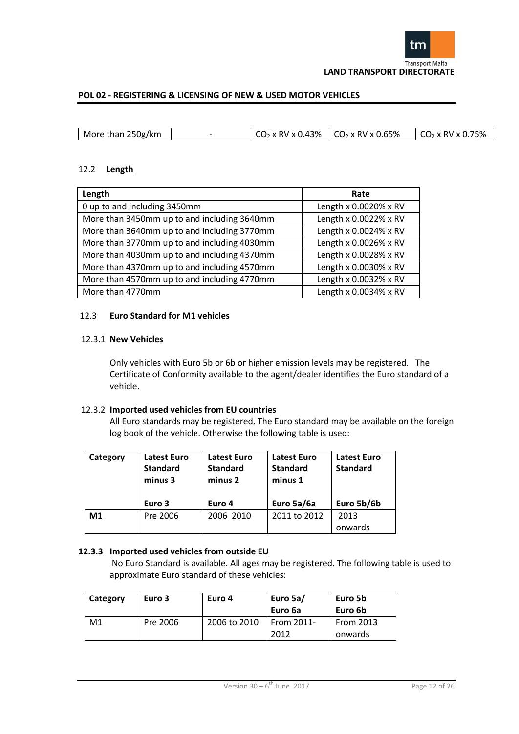| More than 250g/km | - | $CO_2$ x RV x 0.43% | $CO_2$ x RV x 0.65% | $CO_2$ x RV x 0.75% |
|---|---|---|---|---|

## 12.2 Length

| Length | Rate |
|---|---|
| 0 up to and including 3450mm | Length x 0.0020% x RV |
| More than 3450mm up to and including 3640mm | Length x 0.0022% x RV |
| More than 3640mm up to and including 3770mm | Length x 0.0024% x RV |
| More than 3770mm up to and including 4030mm | Length x 0.0026% x RV |
| More than 4030mm up to and including 4370mm | Length x 0.0028% x RV |
| More than 4370mm up to and including 4570mm | Length x 0.0030% x RV |
| More than 4570mm up to and including 4770mm | Length x 0.0032% x RV |
| More than 4770mm | Length x 0.0034% x RV |

## 12.3 Euro Standard for M1 vehicles

### 12.3.1 New Vehicles

Only vehicles with Euro 5b or 6b or higher emission levels may be registered. The Certificate of Conformity available to the agent/dealer identifies the Euro standard of a vehicle.

### 12.3.2 Imported used vehicles from EU countries

All Euro standards may be registered. The Euro standard may be available on the foreign log book of the vehicle. Otherwise the following table is used:

| Category | Latest Euro Standard minus 3<br>Euro 3 | Latest Euro Standard minus 2<br>Euro 4 | Latest Euro Standard minus 1<br>Euro 5a/6a | Latest Euro Standard<br>Euro 5b/6b |
|---|---|---|---|---|
| **M1** | Pre 2006 | 2006 2010 | 2011 to 2012 | 2013 onwards |

### 12.3.3 Imported used vehicles from outside EU

No Euro Standard is available. All ages may be registered. The following table is used to approximate Euro standard of these vehicles:

| Category | Euro 3 | Euro 4 | Euro 5a/ Euro 6a | Euro 5b Euro 6b |
|---|---|---|---|---|
| M1 | Pre 2006 | 2006 to 2010 | From 2011-2012 | From 2013 onwards |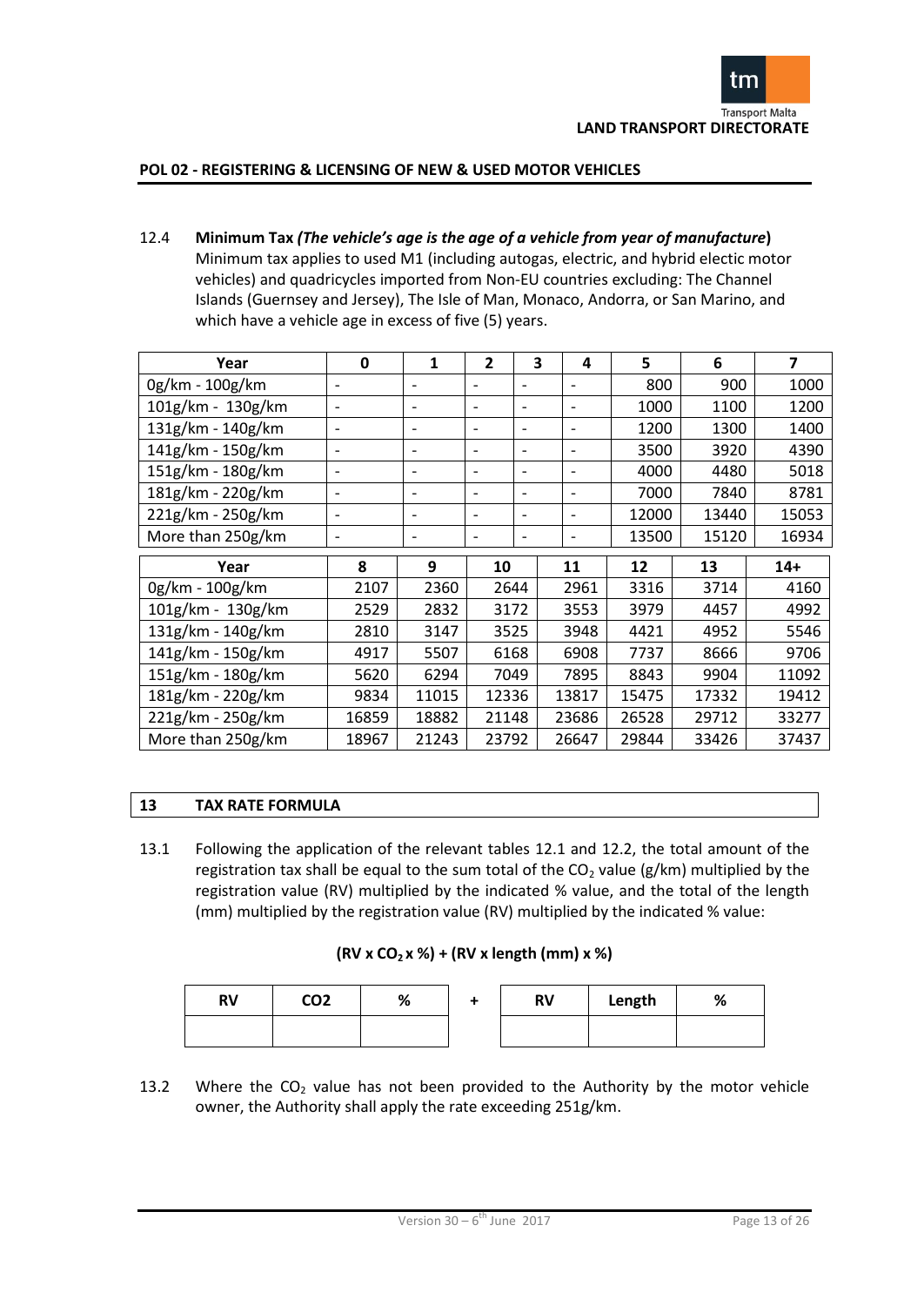12.4 **Minimum Tax** ***(The vehicle's age is the age of a vehicle from year of manufacture*****)**
Minimum tax applies to used M1 (including autogas, electric, and hybrid electic motor vehicles) and quadricycles imported from Non-EU countries excluding: The Channel Islands (Guernsey and Jersey), The Isle of Man, Monaco, Andorra, or San Marino, and which have a vehicle age in excess of five (5) years.

| Year | 0 | 1 | 2 | 3 | 4 | 5 | 6 | 7 |
|---|---|---|---|---|---|---|---|---|
| 0g/km - 100g/km | - | - | - | - | - | 800 | 900 | 1000 |
| 101g/km - 130g/km | - | - | - | - | - | 1000 | 1100 | 1200 |
| 131g/km - 140g/km | - | - | - | - | - | 1200 | 1300 | 1400 |
| 141g/km - 150g/km | - | - | - | - | - | 3500 | 3920 | 4390 |
| 151g/km - 180g/km | - | - | - | - | - | 4000 | 4480 | 5018 |
| 181g/km - 220g/km | - | - | - | - | - | 7000 | 7840 | 8781 |
| 221g/km - 250g/km | - | - | - | - | - | 12000 | 13440 | 15053 |
| More than 250g/km | - | - | - | - | - | 13500 | 15120 | 16934 |

| Year | 8 | 9 | 10 | 11 | 12 | 13 | 14+ |
|---|---|---|---|---|---|---|---|
| 0g/km - 100g/km | 2107 | 2360 | 2644 | 2961 | 3316 | 3714 | 4160 |
| 101g/km - 130g/km | 2529 | 2832 | 3172 | 3553 | 3979 | 4457 | 4992 |
| 131g/km - 140g/km | 2810 | 3147 | 3525 | 3948 | 4421 | 4952 | 5546 |
| 141g/km - 150g/km | 4917 | 5507 | 6168 | 6908 | 7737 | 8666 | 9706 |
| 151g/km - 180g/km | 5620 | 6294 | 7049 | 7895 | 8843 | 9904 | 11092 |
| 181g/km - 220g/km | 9834 | 11015 | 12336 | 13817 | 15475 | 17332 | 19412 |
| 221g/km - 250g/km | 16859 | 18882 | 21148 | 23686 | 26528 | 29712 | 33277 |
| More than 250g/km | 18967 | 21243 | 23792 | 26647 | 29844 | 33426 | 37437 |

## 13 TAX RATE FORMULA

13.1 Following the application of the relevant tables 12.1 and 12.2, the total amount of the registration tax shall be equal to the sum total of the $CO_2$ value (g/km) multiplied by the registration value (RV) multiplied by the indicated % value, and the total of the length (mm) multiplied by the registration value (RV) multiplied by the indicated % value:

**(RV x $CO_2$ x %) + (RV x length (mm) x %)**

| RV | CO2 | % | + | RV | Length | % |
|---|---|---|---|---|---|---|
| | | | | | | |

13.2 Where the $CO_2$ value has not been provided to the Authority by the motor vehicle owner, the Authority shall apply the rate exceeding 251g/km.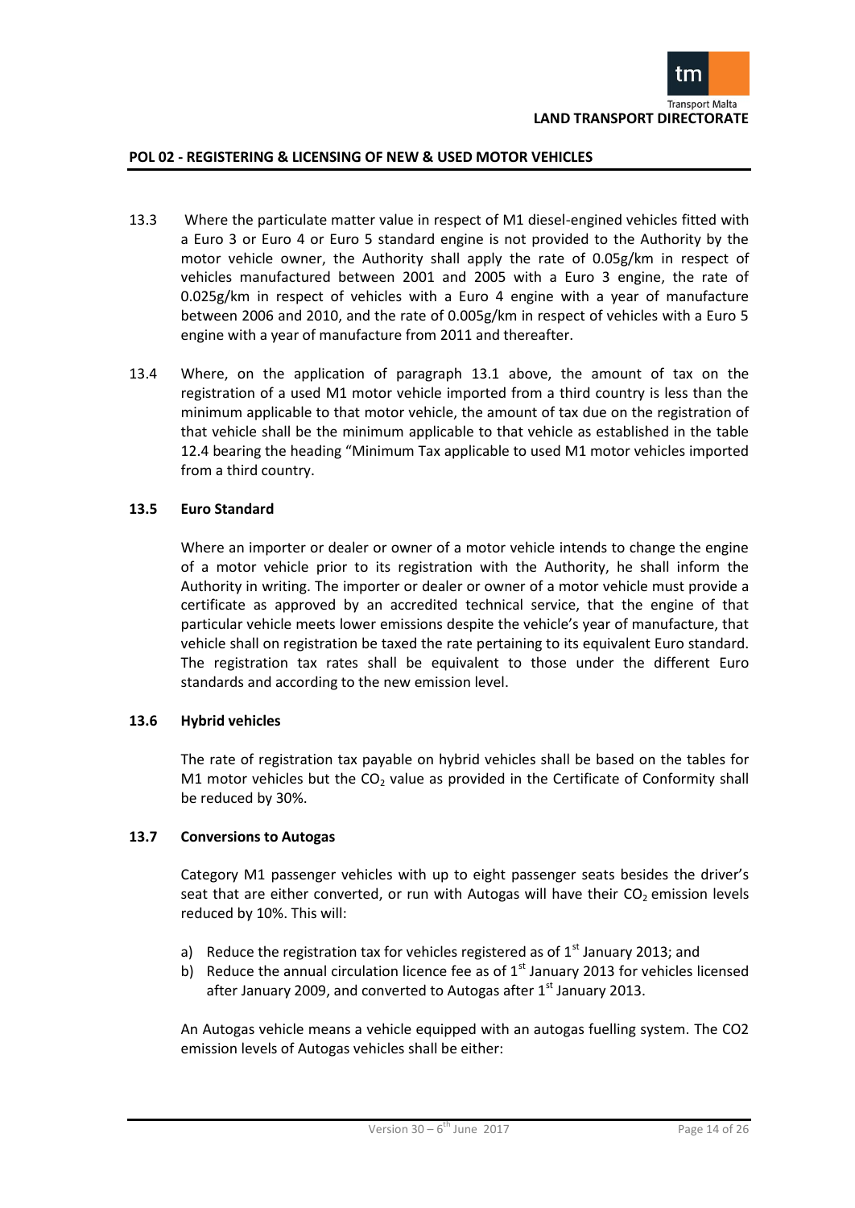13.3 Where the particulate matter value in respect of M1 diesel-engined vehicles fitted with a Euro 3 or Euro 4 or Euro 5 standard engine is not provided to the Authority by the motor vehicle owner, the Authority shall apply the rate of 0.05g/km in respect of vehicles manufactured between 2001 and 2005 with a Euro 3 engine, the rate of 0.025g/km in respect of vehicles with a Euro 4 engine with a year of manufacture between 2006 and 2010, and the rate of 0.005g/km in respect of vehicles with a Euro 5 engine with a year of manufacture from 2011 and thereafter.

13.4 Where, on the application of paragraph 13.1 above, the amount of tax on the registration of a used M1 motor vehicle imported from a third country is less than the minimum applicable to that motor vehicle, the amount of tax due on the registration of that vehicle shall be the minimum applicable to that vehicle as established in the table 12.4 bearing the heading "Minimum Tax applicable to used M1 motor vehicles imported from a third country.

### 13.5 Euro Standard

Where an importer or dealer or owner of a motor vehicle intends to change the engine of a motor vehicle prior to its registration with the Authority, he shall inform the Authority in writing. The importer or dealer or owner of a motor vehicle must provide a certificate as approved by an accredited technical service, that the engine of that particular vehicle meets lower emissions despite the vehicle's year of manufacture, that vehicle shall on registration be taxed the rate pertaining to its equivalent Euro standard. The registration tax rates shall be equivalent to those under the different Euro standards and according to the new emission level.

### 13.6 Hybrid vehicles

The rate of registration tax payable on hybrid vehicles shall be based on the tables for M1 motor vehicles but the $CO_2$ value as provided in the Certificate of Conformity shall be reduced by 30%.

### 13.7 Conversions to Autogas

Category M1 passenger vehicles with up to eight passenger seats besides the driver's seat that are either converted, or run with Autogas will have their $CO_2$ emission levels reduced by 10%. This will:

a) Reduce the registration tax for vehicles registered as of 1st January 2013; and
b) Reduce the annual circulation licence fee as of 1st January 2013 for vehicles licensed after January 2009, and converted to Autogas after 1st January 2013.

An Autogas vehicle means a vehicle equipped with an autogas fuelling system. The CO2 emission levels of Autogas vehicles shall be either: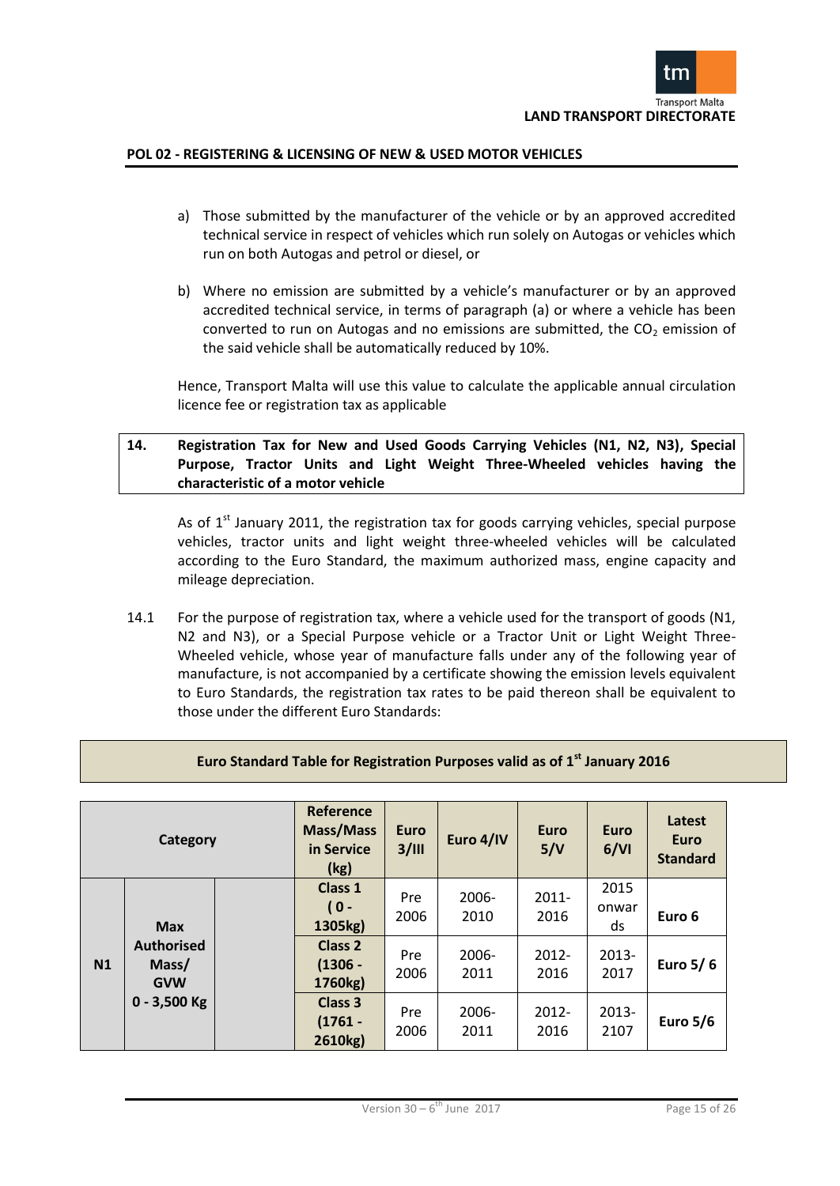a) Those submitted by the manufacturer of the vehicle or by an approved accredited technical service in respect of vehicles which run solely on Autogas or vehicles which run on both Autogas and petrol or diesel, or

b) Where no emission are submitted by a vehicle's manufacturer or by an approved accredited technical service, in terms of paragraph (a) or where a vehicle has been converted to run on Autogas and no emissions are submitted, the $CO_2$ emission of the said vehicle shall be automatically reduced by 10%.

Hence, Transport Malta will use this value to calculate the applicable annual circulation licence fee or registration tax as applicable

## 14. Registration Tax for New and Used Goods Carrying Vehicles (N1, N2, N3), Special Purpose, Tractor Units and Light Weight Three-Wheeled vehicles having the characteristic of a motor vehicle

As of 1st January 2011, the registration tax for goods carrying vehicles, special purpose vehicles, tractor units and light weight three-wheeled vehicles will be calculated according to the Euro Standard, the maximum authorized mass, engine capacity and mileage depreciation.

14.1 For the purpose of registration tax, where a vehicle used for the transport of goods (N1, N2 and N3), or a Special Purpose vehicle or a Tractor Unit or Light Weight Three-Wheeled vehicle, whose year of manufacture falls under any of the following year of manufacture, is not accompanied by a certificate showing the emission levels equivalent to Euro Standards, the registration tax rates to be paid thereon shall be equivalent to those under the different Euro Standards:

**Euro Standard Table for Registration Purposes valid as of 1st January 2016**

| Category | | | Reference Mass/Mass in Service (kg) | Euro 3/III | Euro 4/IV | Euro 5/V | Euro 6/VI | Latest Euro Standard |
|---|---|---|---|---|---|---|---|---|
| N1 | Max Authorised Mass/ GVW 0 - 3,500 Kg | | Class 1 ( 0 - 1305kg) | Pre 2006 | 2006-2010 | 2011-2016 | 2015 onwards | Euro 6 |
| | | | Class 2 (1306 - 1760kg) | Pre 2006 | 2006-2011 | 2012-2016 | 2013-2017 | Euro 5/ 6 |
| | | | Class 3 (1761 - 2610kg) | Pre 2006 | 2006-2011 | 2012-2016 | 2013-2107 | Euro 5/6 |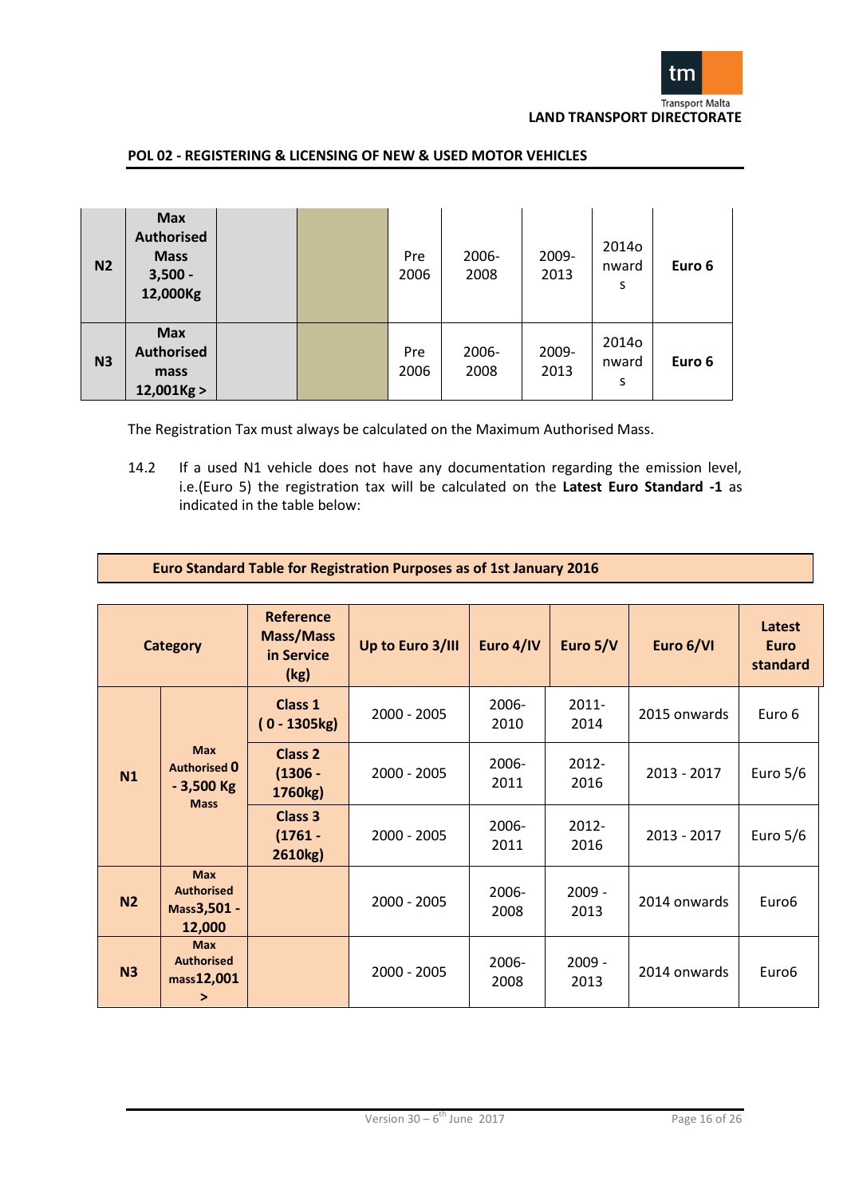| N2 | Max Authorised Mass 3,500 - 12,000Kg | | | Pre 2006 | 2006-2008 | 2009-2013 | 2014onwards | Euro 6 |
|---|---|---|---|---|---|---|---|---|
| N3 | Max Authorised mass 12,001Kg > | | | Pre 2006 | 2006-2008 | 2009-2013 | 2014onwards | Euro 6 |

The Registration Tax must always be calculated on the Maximum Authorised Mass.

14.2 If a used N1 vehicle does not have any documentation regarding the emission level, i.e.(Euro 5) the registration tax will be calculated on the **Latest Euro Standard -1** as indicated in the table below:

**Euro Standard Table for Registration Purposes as of 1st January 2016**

| Category | | Reference Mass/Mass in Service (kg) | Up to Euro 3/III | Euro 4/IV | Euro 5/V | Euro 6/VI | Latest Euro standard |
|---|---|---|---|---|---|---|---|
| N1 | Max Authorised 0 - 3,500 Kg Mass | Class 1 ( 0 - 1305kg) | 2000 - 2005 | 2006-2010 | 2011-2014 | 2015 onwards | Euro 6 |
| | | Class 2 (1306 - 1760kg) | 2000 - 2005 | 2006-2011 | 2012-2016 | 2013 - 2017 | Euro 5/6 |
| | | Class 3 (1761 - 2610kg) | 2000 - 2005 | 2006-2011 | 2012-2016 | 2013 - 2017 | Euro 5/6 |
| N2 | Max Authorised Mass3,501 - 12,000 | | 2000 - 2005 | 2006-2008 | 2009 - 2013 | 2014 onwards | Euro6 |
| N3 | Max Authorised mass12,001 > | | 2000 - 2005 | 2006-2008 | 2009 - 2013 | 2014 onwards | Euro6 |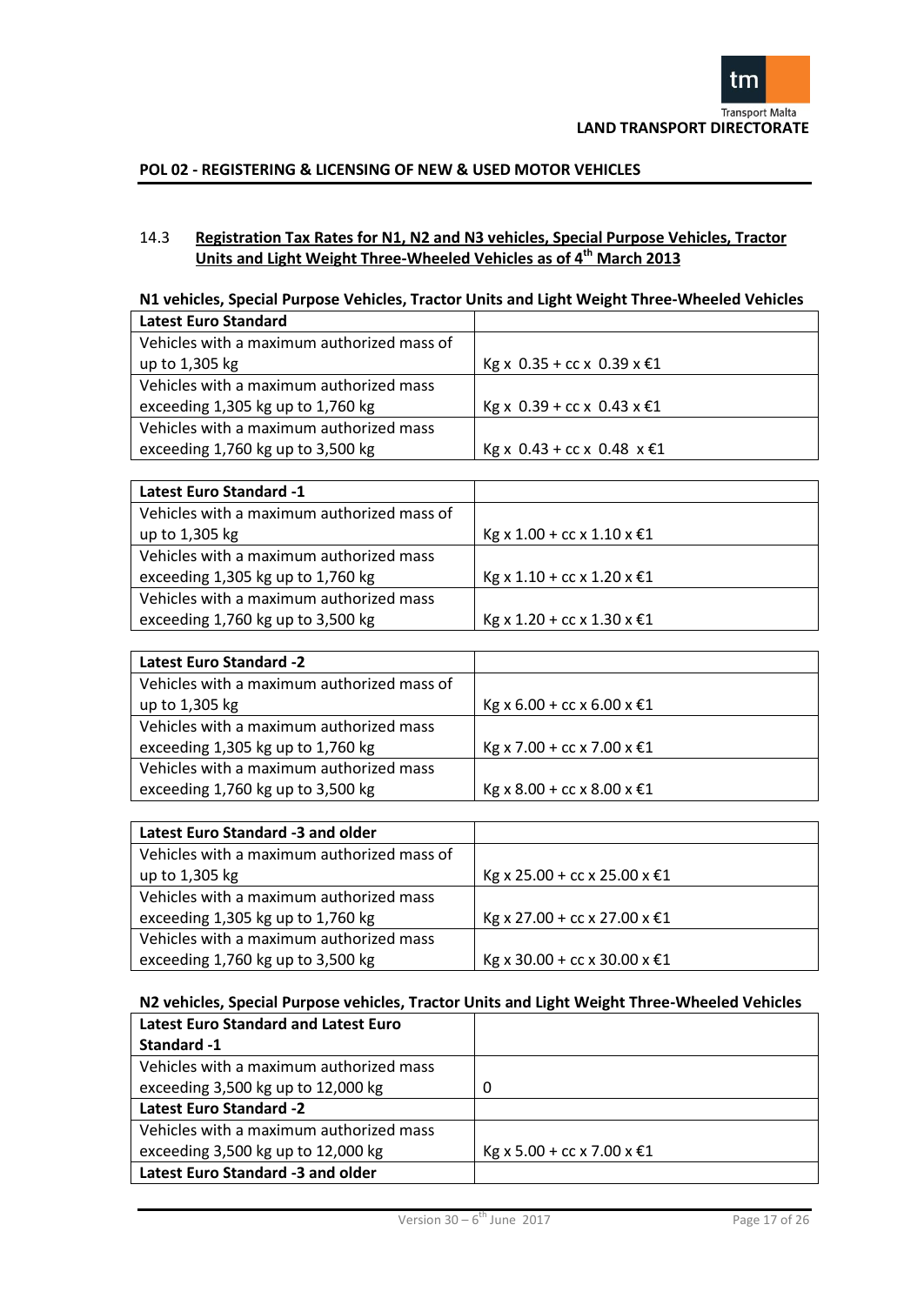### 14.3 Registration Tax Rates for N1, N2 and N3 vehicles, Special Purpose Vehicles, Tractor Units and Light Weight Three-Wheeled Vehicles as of 4th March 2013

**N1 vehicles, Special Purpose Vehicles, Tractor Units and Light Weight Three-Wheeled Vehicles**

| **Latest Euro Standard** | |
|---|---|
| Vehicles with a maximum authorized mass of up to 1,305 kg | Kg x 0.35 + cc x 0.39 x €1 |
| Vehicles with a maximum authorized mass exceeding 1,305 kg up to 1,760 kg | Kg x 0.39 + cc x 0.43 x €1 |
| Vehicles with a maximum authorized mass exceeding 1,760 kg up to 3,500 kg | Kg x 0.43 + cc x 0.48 x €1 |

| **Latest Euro Standard -1** | |
|---|---|
| Vehicles with a maximum authorized mass of up to 1,305 kg | Kg x 1.00 + cc x 1.10 x €1 |
| Vehicles with a maximum authorized mass exceeding 1,305 kg up to 1,760 kg | Kg x 1.10 + cc x 1.20 x €1 |
| Vehicles with a maximum authorized mass exceeding 1,760 kg up to 3,500 kg | Kg x 1.20 + cc x 1.30 x €1 |

| **Latest Euro Standard -2** | |
|---|---|
| Vehicles with a maximum authorized mass of up to 1,305 kg | Kg x 6.00 + cc x 6.00 x €1 |
| Vehicles with a maximum authorized mass exceeding 1,305 kg up to 1,760 kg | Kg x 7.00 + cc x 7.00 x €1 |
| Vehicles with a maximum authorized mass exceeding 1,760 kg up to 3,500 kg | Kg x 8.00 + cc x 8.00 x €1 |

| **Latest Euro Standard -3 and older** | |
|---|---|
| Vehicles with a maximum authorized mass of up to 1,305 kg | Kg x 25.00 + cc x 25.00 x €1 |
| Vehicles with a maximum authorized mass exceeding 1,305 kg up to 1,760 kg | Kg x 27.00 + cc x 27.00 x €1 |
| Vehicles with a maximum authorized mass exceeding 1,760 kg up to 3,500 kg | Kg x 30.00 + cc x 30.00 x €1 |

**N2 vehicles, Special Purpose vehicles, Tractor Units and Light Weight Three-Wheeled Vehicles**

| **Latest Euro Standard and Latest Euro Standard -1** | |
|---|---|
| Vehicles with a maximum authorized mass exceeding 3,500 kg up to 12,000 kg | 0 |
| **Latest Euro Standard -2** | |
| Vehicles with a maximum authorized mass exceeding 3,500 kg up to 12,000 kg | Kg x 5.00 + cc x 7.00 x €1 |
| **Latest Euro Standard -3 and older** | |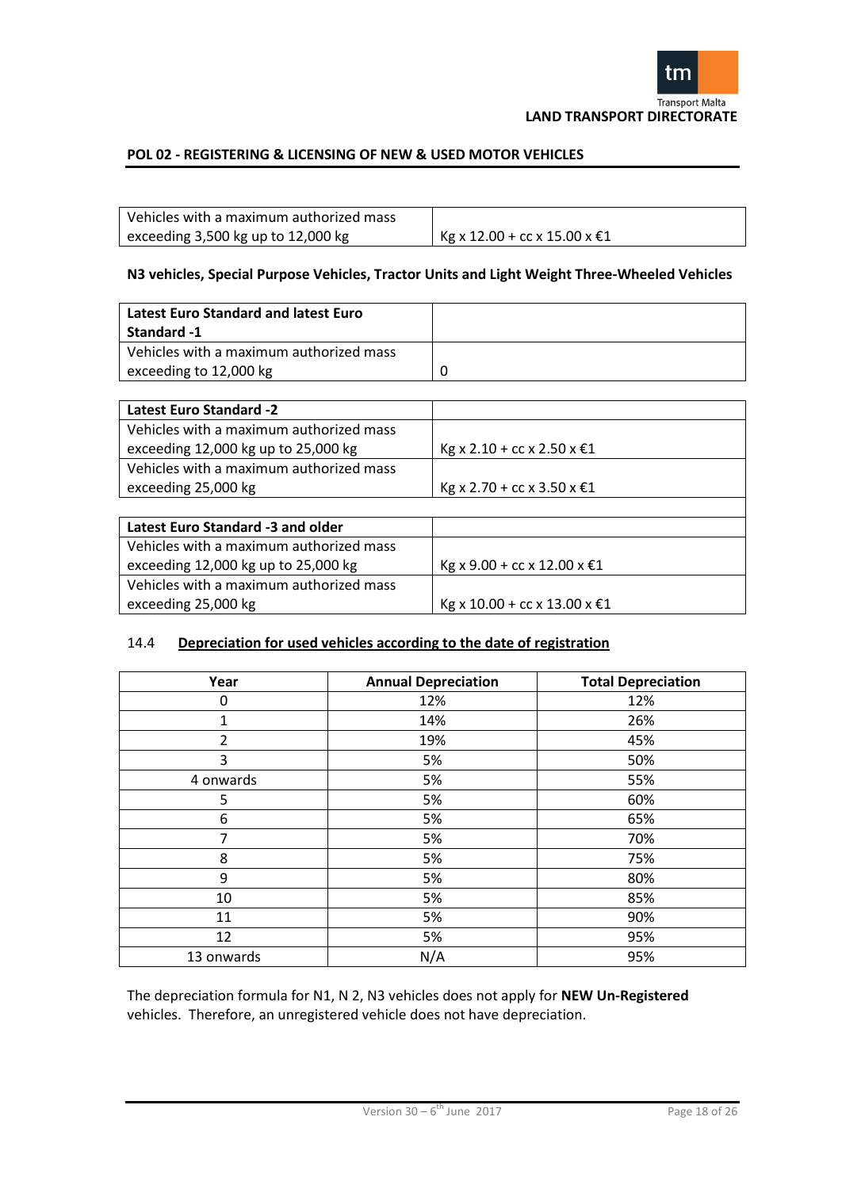| Vehicles with a maximum authorized mass exceeding 3,500 kg up to 12,000 kg | Kg x 12.00 + cc x 15.00 x €1 |
|---|---|

**N3 vehicles, Special Purpose Vehicles, Tractor Units and Light Weight Three-Wheeled Vehicles**

| **Latest Euro Standard and latest Euro Standard -1** | |
|---|---|
| Vehicles with a maximum authorized mass exceeding to 12,000 kg | 0 |

| **Latest Euro Standard -2** | |
|---|---|
| Vehicles with a maximum authorized mass exceeding 12,000 kg up to 25,000 kg | Kg x 2.10 + cc x 2.50 x €1 |
| Vehicles with a maximum authorized mass exceeding 25,000 kg | Kg x 2.70 + cc x 3.50 x €1 |

| **Latest Euro Standard -3 and older** | |
|---|---|
| Vehicles with a maximum authorized mass exceeding 12,000 kg up to 25,000 kg | Kg x 9.00 + cc x 12.00 x €1 |
| Vehicles with a maximum authorized mass exceeding 25,000 kg | Kg x 10.00 + cc x 13.00 x €1 |

### 14.4 Depreciation for used vehicles according to the date of registration

| Year | Annual Depreciation | Total Depreciation |
|---|---|---|
| 0 | 12% | 12% |
| 1 | 14% | 26% |
| 2 | 19% | 45% |
| 3 | 5% | 50% |
| 4 onwards | 5% | 55% |
| 5 | 5% | 60% |
| 6 | 5% | 65% |
| 7 | 5% | 70% |
| 8 | 5% | 75% |
| 9 | 5% | 80% |
| 10 | 5% | 85% |
| 11 | 5% | 90% |
| 12 | 5% | 95% |
| 13 onwards | N/A | 95% |

The depreciation formula for N1, N 2, N3 vehicles does not apply for **NEW Un-Registered** vehicles. Therefore, an unregistered vehicle does not have depreciation.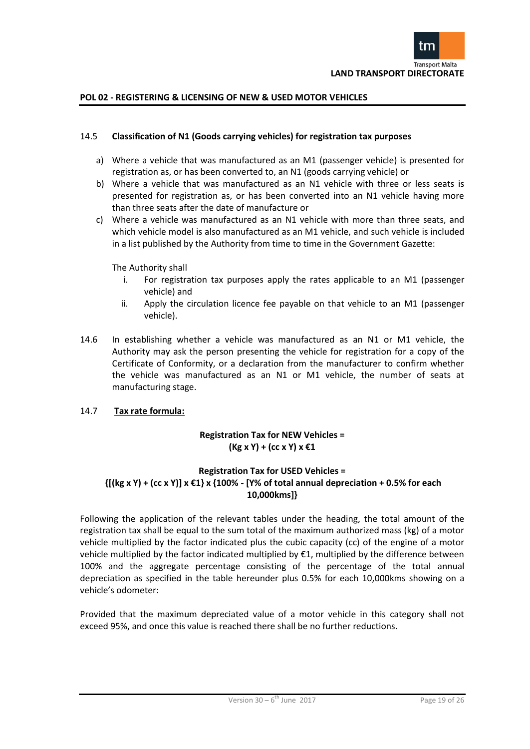### 14.5 Classification of N1 (Goods carrying vehicles) for registration tax purposes

a) Where a vehicle that was manufactured as an M1 (passenger vehicle) is presented for registration as, or has been converted to, an N1 (goods carrying vehicle) or

b) Where a vehicle that was manufactured as an N1 vehicle with three or less seats is presented for registration as, or has been converted into an N1 vehicle having more than three seats after the date of manufacture or

c) Where a vehicle was manufactured as an N1 vehicle with more than three seats, and which vehicle model is also manufactured as an M1 vehicle, and such vehicle is included in a list published by the Authority from time to time in the Government Gazette:

The Authority shall

i. For registration tax purposes apply the rates applicable to an M1 (passenger vehicle) and

ii. Apply the circulation licence fee payable on that vehicle to an M1 (passenger vehicle).

14.6 In establishing whether a vehicle was manufactured as an N1 or M1 vehicle, the Authority may ask the person presenting the vehicle for registration for a copy of the Certificate of Conformity, or a declaration from the manufacturer to confirm whether the vehicle was manufactured as an N1 or M1 vehicle, the number of seats at manufacturing stage.

### 14.7 Tax rate formula:

**Registration Tax for NEW Vehicles =**
**(Kg x Y) + (cc x Y) x €1**

**Registration Tax for USED Vehicles =**
**{[(kg x Y) + (cc x Y)] x €1} x {100% - [Y% of total annual depreciation + 0.5% for each 10,000kms]}**

Following the application of the relevant tables under the heading, the total amount of the registration tax shall be equal to the sum total of the maximum authorized mass (kg) of a motor vehicle multiplied by the factor indicated plus the cubic capacity (cc) of the engine of a motor vehicle multiplied by the factor indicated multiplied by €1, multiplied by the difference between 100% and the aggregate percentage consisting of the percentage of the total annual depreciation as specified in the table hereunder plus 0.5% for each 10,000kms showing on a vehicle's odometer:

Provided that the maximum depreciated value of a motor vehicle in this category shall not exceed 95%, and once this value is reached there shall be no further reductions.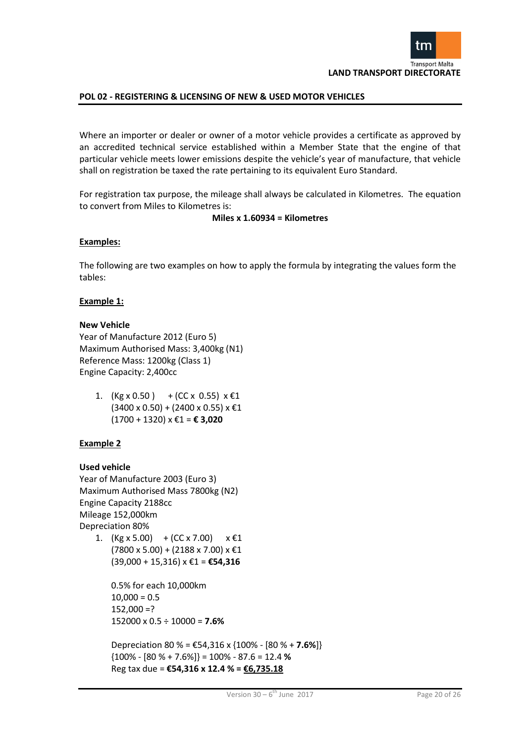## POL 02 - REGISTERING & LICENSING OF NEW & USED MOTOR VEHICLES

Where an importer or dealer or owner of a motor vehicle provides a certificate as approved by an accredited technical service established within a Member State that the engine of that particular vehicle meets lower emissions despite the vehicle's year of manufacture, that vehicle shall on registration be taxed the rate pertaining to its equivalent Euro Standard.

For registration tax purpose, the mileage shall always be calculated in Kilometres. The equation to convert from Miles to Kilometres is:

**Miles x 1.60934 = Kilometres**

**Examples:**

The following are two examples on how to apply the formula by integrating the values form the tables:

**Example 1:**

**New Vehicle**
Year of Manufacture 2012 (Euro 5)
Maximum Authorised Mass: 3,400kg (N1)
Reference Mass: 1200kg (Class 1)
Engine Capacity: 2,400cc

1. (Kg x 0.50 ) + (CC x 0.55) x €1
   (3400 x 0.50) + (2400 x 0.55) x €1
   (1700 + 1320) x €1 = **€ 3,020**

**Example 2**

**Used vehicle**
Year of Manufacture 2003 (Euro 3)
Maximum Authorised Mass 7800kg (N2)
Engine Capacity 2188cc
Mileage 152,000km
Depreciation 80%

1. (Kg x 5.00) + (CC x 7.00) x €1
   (7800 x 5.00) + (2188 x 7.00) x €1
   (39,000 + 15,316) x €1 = **€54,316**

   0.5% for each 10,000km
   10,000 = 0.5
   152,000 =?
   152000 x 0.5 ÷ 10000 = **7.6%**

   Depreciation 80 % = €54,316 x {100% - [80 % + **7.6%**]}
   {100% - [80 % + 7.6%]} = 100% - 87.6 = 12.4 **%**
   Reg tax due = **€54,316 x 12.4 % = €6,735.18**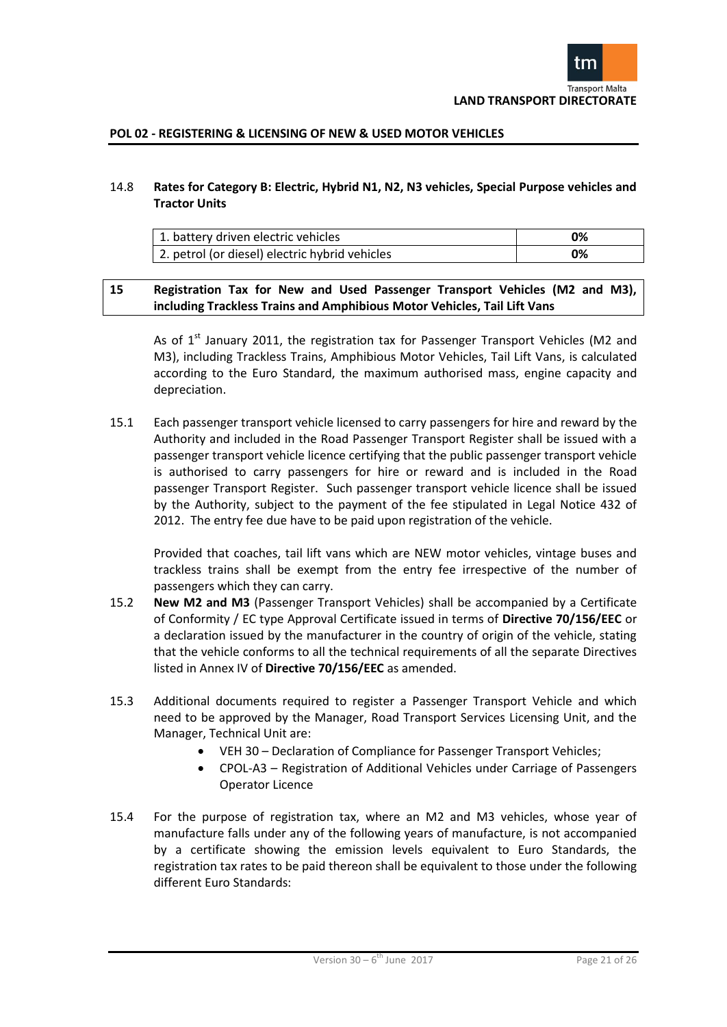14.8 **Rates for Category B: Electric, Hybrid N1, N2, N3 vehicles, Special Purpose vehicles and Tractor Units**

| | |
|---|---|
| 1. battery driven electric vehicles | **0%** |
| 2. petrol (or diesel) electric hybrid vehicles | **0%** |

## 15 Registration Tax for New and Used Passenger Transport Vehicles (M2 and M3), including Trackless Trains and Amphibious Motor Vehicles, Tail Lift Vans

As of 1st January 2011, the registration tax for Passenger Transport Vehicles (M2 and M3), including Trackless Trains, Amphibious Motor Vehicles, Tail Lift Vans, is calculated according to the Euro Standard, the maximum authorised mass, engine capacity and depreciation.

15.1 Each passenger transport vehicle licensed to carry passengers for hire and reward by the Authority and included in the Road Passenger Transport Register shall be issued with a passenger transport vehicle licence certifying that the public passenger transport vehicle is authorised to carry passengers for hire or reward and is included in the Road passenger Transport Register. Such passenger transport vehicle licence shall be issued by the Authority, subject to the payment of the fee stipulated in Legal Notice 432 of 2012. The entry fee due have to be paid upon registration of the vehicle.

Provided that coaches, tail lift vans which are NEW motor vehicles, vintage buses and trackless trains shall be exempt from the entry fee irrespective of the number of passengers which they can carry.

15.2 **New M2 and M3** (Passenger Transport Vehicles) shall be accompanied by a Certificate of Conformity / EC type Approval Certificate issued in terms of **Directive 70/156/EEC** or a declaration issued by the manufacturer in the country of origin of the vehicle, stating that the vehicle conforms to all the technical requirements of all the separate Directives listed in Annex IV of **Directive 70/156/EEC** as amended.

15.3 Additional documents required to register a Passenger Transport Vehicle and which need to be approved by the Manager, Road Transport Services Licensing Unit, and the Manager, Technical Unit are:

- VEH 30 – Declaration of Compliance for Passenger Transport Vehicles;
- CPOL-A3 – Registration of Additional Vehicles under Carriage of Passengers Operator Licence

15.4 For the purpose of registration tax, where an M2 and M3 vehicles, whose year of manufacture falls under any of the following years of manufacture, is not accompanied by a certificate showing the emission levels equivalent to Euro Standards, the registration tax rates to be paid thereon shall be equivalent to those under the following different Euro Standards: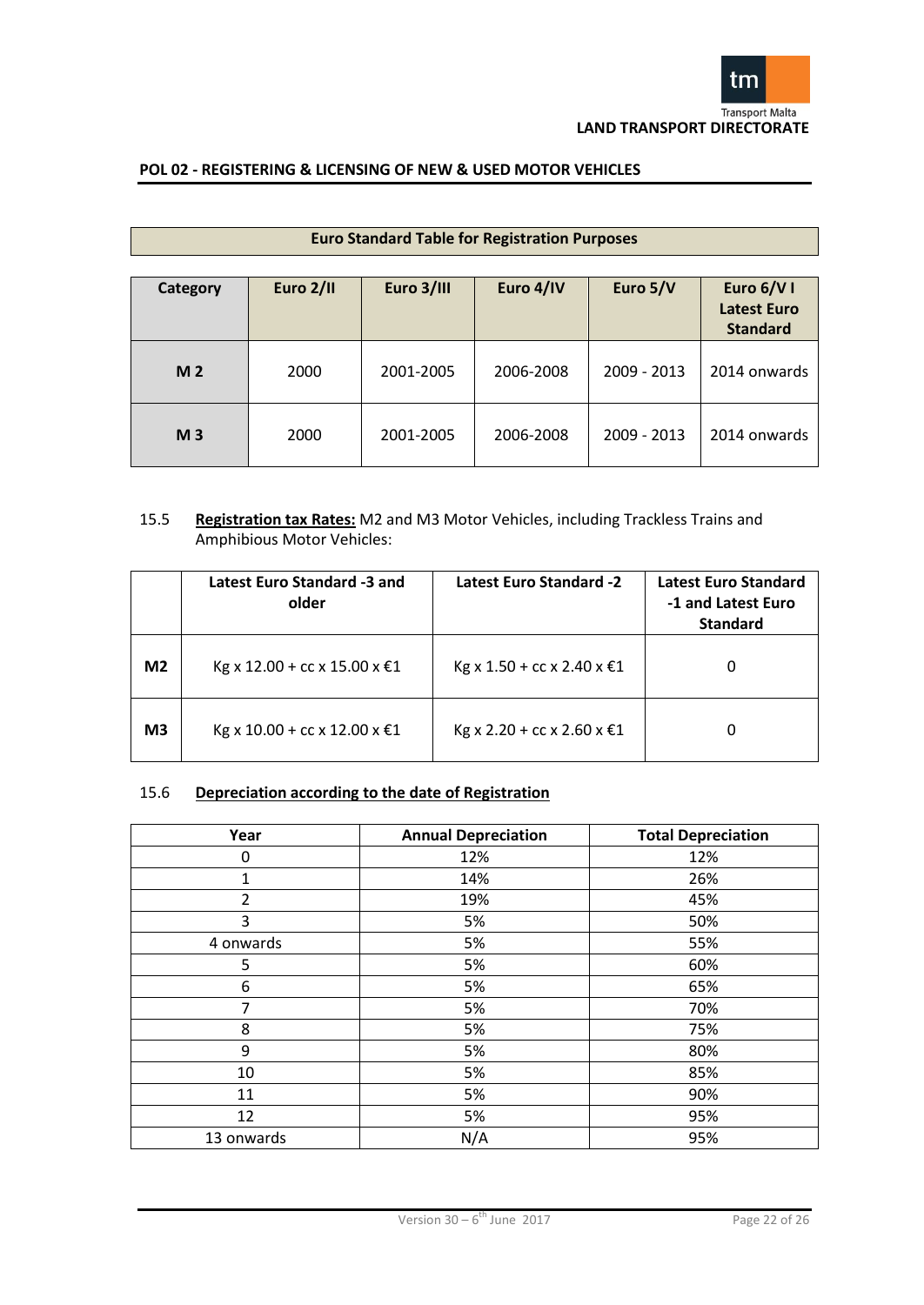## POL 02 - REGISTERING & LICENSING OF NEW & USED MOTOR VEHICLES

**Euro Standard Table for Registration Purposes**

| Category | Euro 2/II | Euro 3/III | Euro 4/IV | Euro 5/V | Euro 6/V I Latest Euro Standard |
|---|---|---|---|---|---|
| **M 2** | 2000 | 2001-2005 | 2006-2008 | 2009 - 2013 | 2014 onwards |
| **M 3** | 2000 | 2001-2005 | 2006-2008 | 2009 - 2013 | 2014 onwards |

15.5 **Registration tax Rates:** M2 and M3 Motor Vehicles, including Trackless Trains and Amphibious Motor Vehicles:

| | Latest Euro Standard -3 and older | Latest Euro Standard -2 | Latest Euro Standard -1 and Latest Euro Standard |
|---|---|---|---|
| **M2** | Kg x 12.00 + cc x 15.00 x €1 | Kg x 1.50 + cc x 2.40 x €1 | 0 |
| **M3** | Kg x 10.00 + cc x 12.00 x €1 | Kg x 2.20 + cc x 2.60 x €1 | 0 |

15.6 **Depreciation according to the date of Registration**

| Year | Annual Depreciation | Total Depreciation |
|---|---|---|
| 0 | 12% | 12% |
| 1 | 14% | 26% |
| 2 | 19% | 45% |
| 3 | 5% | 50% |
| 4 onwards | 5% | 55% |
| 5 | 5% | 60% |
| 6 | 5% | 65% |
| 7 | 5% | 70% |
| 8 | 5% | 75% |
| 9 | 5% | 80% |
| 10 | 5% | 85% |
| 11 | 5% | 90% |
| 12 | 5% | 95% |
| 13 onwards | N/A | 95% |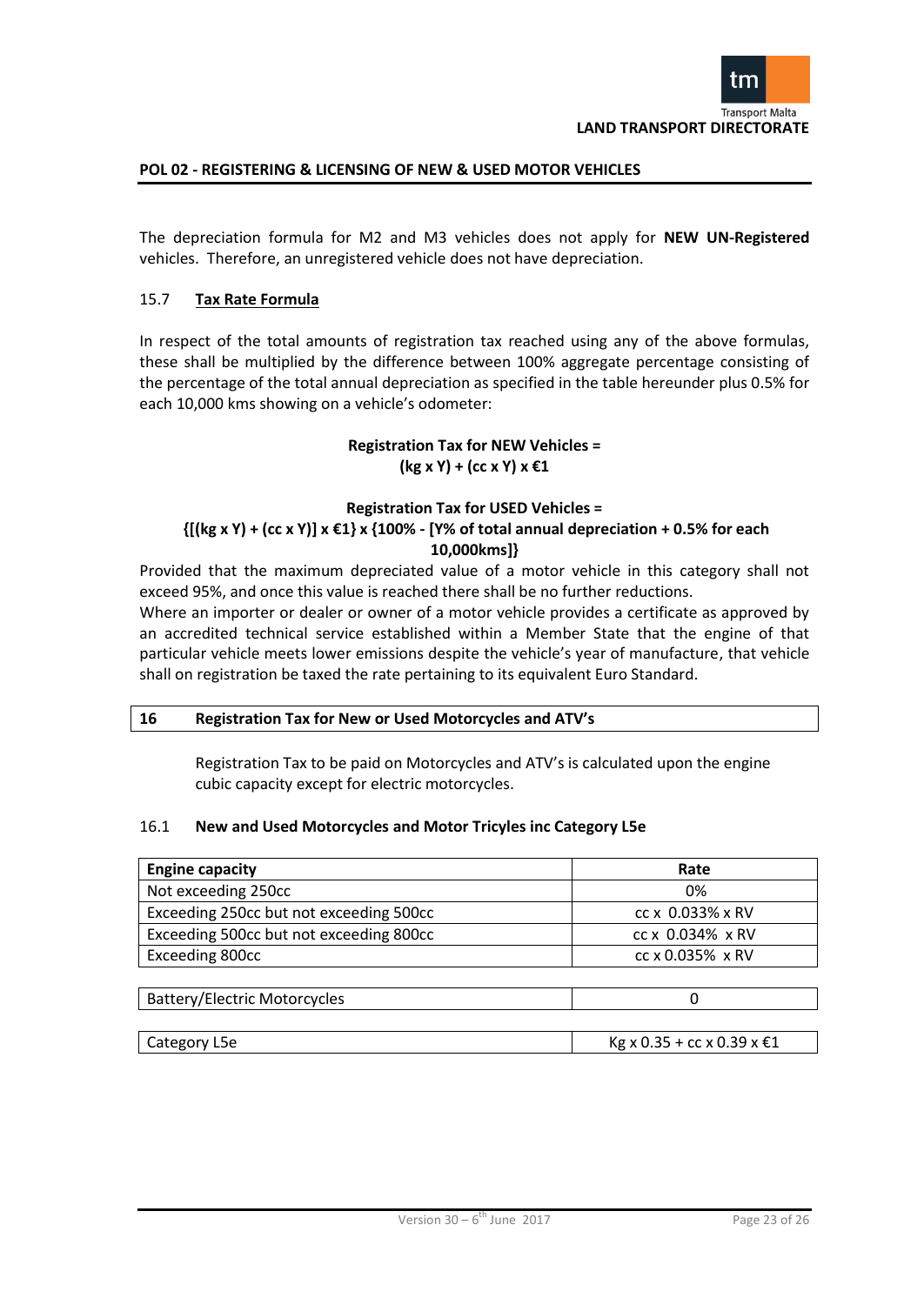The depreciation formula for M2 and M3 vehicles does not apply for **NEW UN-Registered** vehicles. Therefore, an unregistered vehicle does not have depreciation.

### 15.7 Tax Rate Formula

In respect of the total amounts of registration tax reached using any of the above formulas, these shall be multiplied by the difference between 100% aggregate percentage consisting of the percentage of the total annual depreciation as specified in the table hereunder plus 0.5% for each 10,000 kms showing on a vehicle's odometer:

**Registration Tax for NEW Vehicles =**
**(kg x Y) + (cc x Y) x €1**

**Registration Tax for USED Vehicles =**
**{[(kg x Y) + (cc x Y)] x €1} x {100% - [Y% of total annual depreciation + 0.5% for each 10,000kms]}**

Provided that the maximum depreciated value of a motor vehicle in this category shall not exceed 95%, and once this value is reached there shall be no further reductions.

Where an importer or dealer or owner of a motor vehicle provides a certificate as approved by an accredited technical service established within a Member State that the engine of that particular vehicle meets lower emissions despite the vehicle's year of manufacture, that vehicle shall on registration be taxed the rate pertaining to its equivalent Euro Standard.

## 16 Registration Tax for New or Used Motorcycles and ATV's

Registration Tax to be paid on Motorcycles and ATV's is calculated upon the engine cubic capacity except for electric motorcycles.

### 16.1 New and Used Motorcycles and Motor Tricyles inc Category L5e

| Engine capacity | Rate |
|---|---|
| Not exceeding 250cc | 0% |
| Exceeding 250cc but not exceeding 500cc | cc x 0.033% x RV |
| Exceeding 500cc but not exceeding 800cc | cc x 0.034% x RV |
| Exceeding 800cc | cc x 0.035% x RV |

| | |
|---|---|
| Battery/Electric Motorcycles | 0 |

| | |
|---|---|
| Category L5e | Kg x 0.35 + cc x 0.39 x €1 |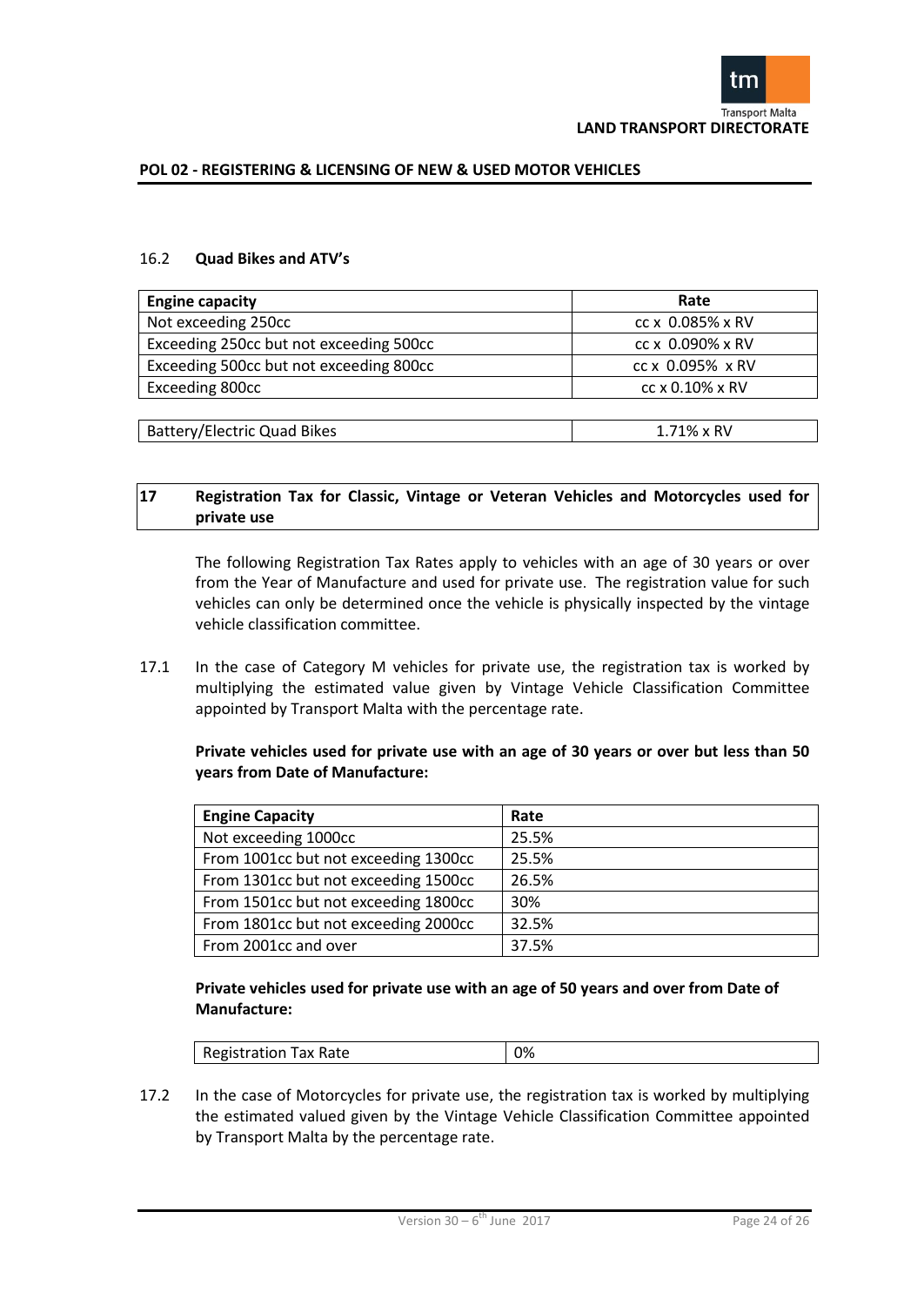### 16.2 Quad Bikes and ATV's

| Engine capacity | Rate |
|---|---|
| Not exceeding 250cc | cc x 0.085% x RV |
| Exceeding 250cc but not exceeding 500cc | cc x 0.090% x RV |
| Exceeding 500cc but not exceeding 800cc | cc x 0.095% x RV |
| Exceeding 800cc | cc x 0.10% x RV |

| Battery/Electric Quad Bikes | 1.71% x RV |
|---|---|

## 17 Registration Tax for Classic, Vintage or Veteran Vehicles and Motorcycles used for private use

The following Registration Tax Rates apply to vehicles with an age of 30 years or over from the Year of Manufacture and used for private use. The registration value for such vehicles can only be determined once the vehicle is physically inspected by the vintage vehicle classification committee.

17.1 In the case of Category M vehicles for private use, the registration tax is worked by multiplying the estimated value given by Vintage Vehicle Classification Committee appointed by Transport Malta with the percentage rate.

**Private vehicles used for private use with an age of 30 years or over but less than 50 years from Date of Manufacture:**

| Engine Capacity | Rate |
|---|---|
| Not exceeding 1000cc | 25.5% |
| From 1001cc but not exceeding 1300cc | 25.5% |
| From 1301cc but not exceeding 1500cc | 26.5% |
| From 1501cc but not exceeding 1800cc | 30% |
| From 1801cc but not exceeding 2000cc | 32.5% |
| From 2001cc and over | 37.5% |

**Private vehicles used for private use with an age of 50 years and over from Date of Manufacture:**

| Registration Tax Rate | 0% |
|---|---|

17.2 In the case of Motorcycles for private use, the registration tax is worked by multiplying the estimated valued given by the Vintage Vehicle Classification Committee appointed by Transport Malta by the percentage rate.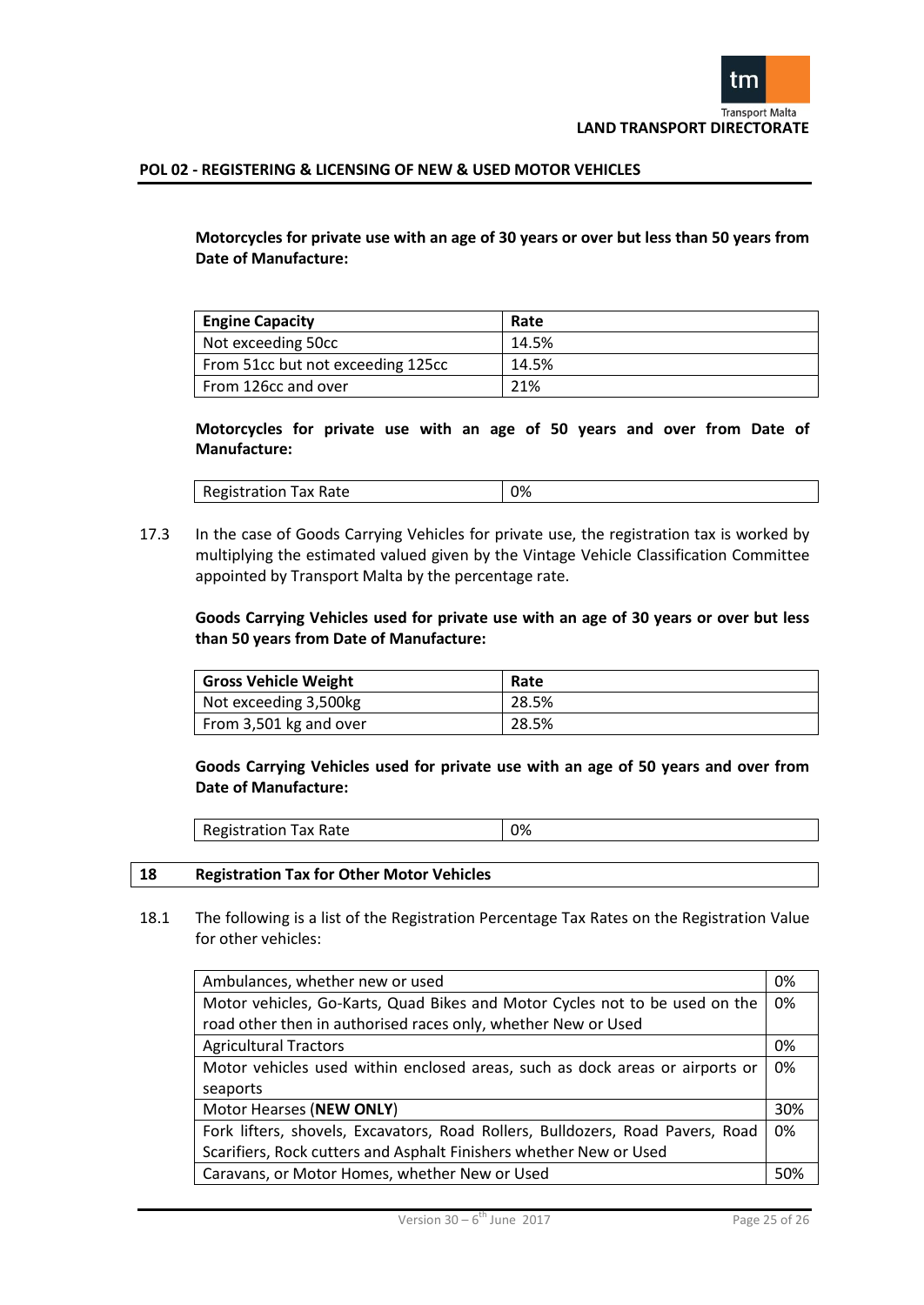**Motorcycles for private use with an age of 30 years or over but less than 50 years from Date of Manufacture:**

| Engine Capacity | Rate |
|---|---|
| Not exceeding 50cc | 14.5% |
| From 51cc but not exceeding 125cc | 14.5% |
| From 126cc and over | 21% |

**Motorcycles for private use with an age of 50 years and over from Date of Manufacture:**

| Registration Tax Rate | 0% |
|---|---|

17.3 In the case of Goods Carrying Vehicles for private use, the registration tax is worked by multiplying the estimated valued given by the Vintage Vehicle Classification Committee appointed by Transport Malta by the percentage rate.

**Goods Carrying Vehicles used for private use with an age of 30 years or over but less than 50 years from Date of Manufacture:**

| Gross Vehicle Weight | Rate |
|---|---|
| Not exceeding 3,500kg | 28.5% |
| From 3,501 kg and over | 28.5% |

**Goods Carrying Vehicles used for private use with an age of 50 years and over from Date of Manufacture:**

| Registration Tax Rate | 0% |
|---|---|

## 18 Registration Tax for Other Motor Vehicles

18.1 The following is a list of the Registration Percentage Tax Rates on the Registration Value for other vehicles:

| Vehicle | Rate |
|---|---|
| Ambulances, whether new or used | 0% |
| Motor vehicles, Go-Karts, Quad Bikes and Motor Cycles not to be used on the road other then in authorised races only, whether New or Used | 0% |
| Agricultural Tractors | 0% |
| Motor vehicles used within enclosed areas, such as dock areas or airports or seaports | 0% |
| Motor Hearses (**NEW ONLY**) | 30% |
| Fork lifters, shovels, Excavators, Road Rollers, Bulldozers, Road Pavers, Road Scarifiers, Rock cutters and Asphalt Finishers whether New or Used | 0% |
| Caravans, or Motor Homes, whether New or Used | 50% |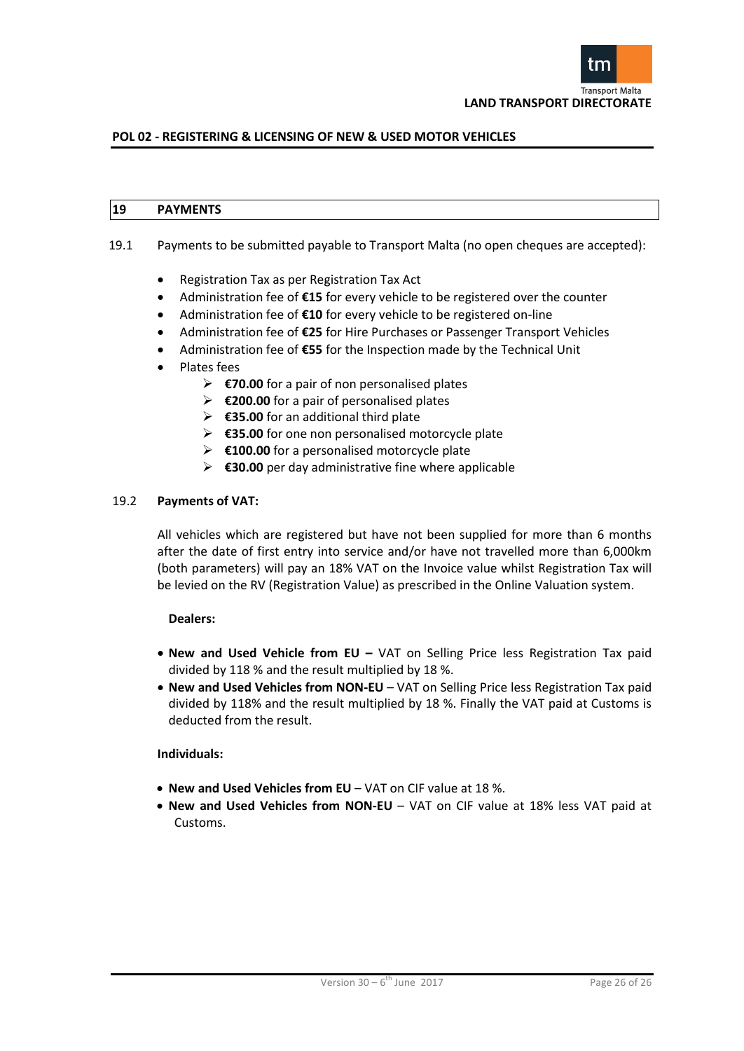## 19 PAYMENTS

19.1 Payments to be submitted payable to Transport Malta (no open cheques are accepted):

- Registration Tax as per Registration Tax Act
- Administration fee of **€15** for every vehicle to be registered over the counter
- Administration fee of **€10** for every vehicle to be registered on-line
- Administration fee of **€25** for Hire Purchases or Passenger Transport Vehicles
- Administration fee of **€55** for the Inspection made by the Technical Unit
- Plates fees
  - **€70.00** for a pair of non personalised plates
  - **€200.00** for a pair of personalised plates
  - **€35.00** for an additional third plate
  - **€35.00** for one non personalised motorcycle plate
  - **€100.00** for a personalised motorcycle plate
  - **€30.00** per day administrative fine where applicable

19.2 **Payments of VAT:**

All vehicles which are registered but have not been supplied for more than 6 months after the date of first entry into service and/or have not travelled more than 6,000km (both parameters) will pay an 18% VAT on the Invoice value whilst Registration Tax will be levied on the RV (Registration Value) as prescribed in the Online Valuation system.

**Dealers:**

- **New and Used Vehicle from EU –** VAT on Selling Price less Registration Tax paid divided by 118 % and the result multiplied by 18 %.
- **New and Used Vehicles from NON-EU** – VAT on Selling Price less Registration Tax paid divided by 118% and the result multiplied by 18 %. Finally the VAT paid at Customs is deducted from the result.

**Individuals:**

- **New and Used Vehicles from EU** – VAT on CIF value at 18 %.
- **New and Used Vehicles from NON-EU** – VAT on CIF value at 18% less VAT paid at Customs.